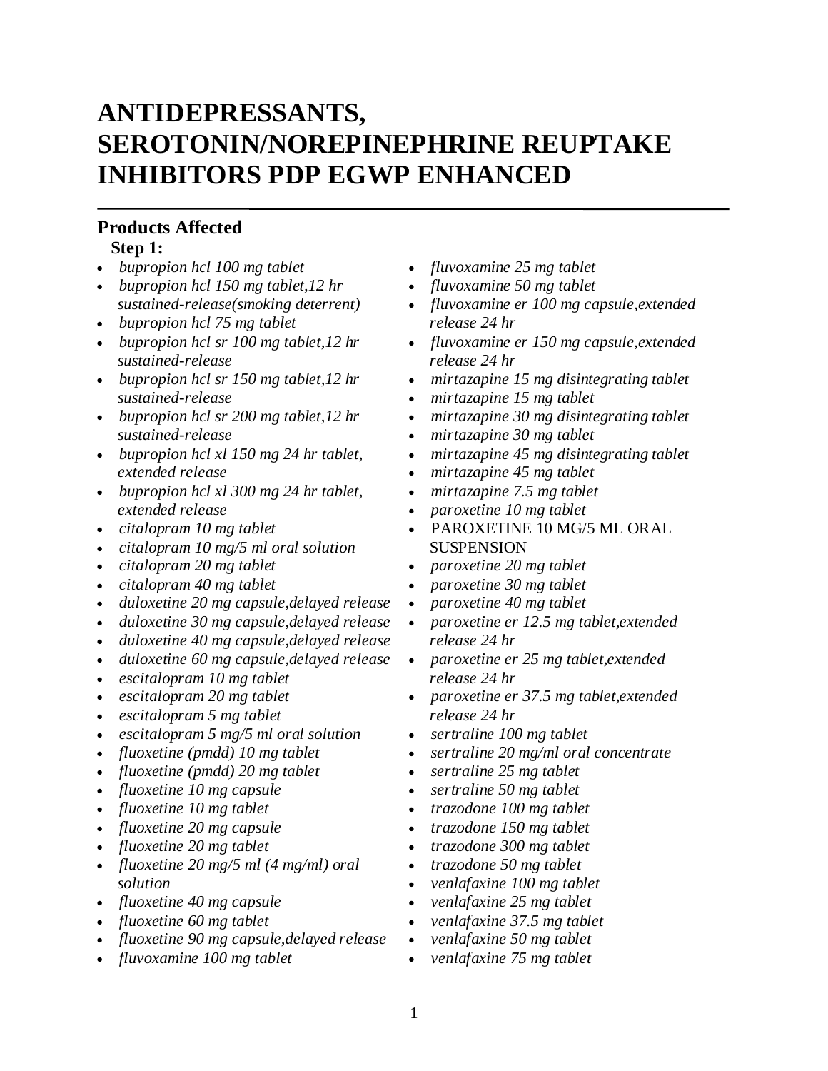# ANTIDEPRESSANTS, SEROTONIN/NOREPINEPHRINE REUPTAKE INHIBITORS PDP EGWP ENHANCED

## Products Affected

**Step 1:**

- *bupropion hcl 100 mg tablet*
- *bupropion hcl 150 mg tablet,12 hr sustained-release(smoking deterrent)*
- *bupropion hcl 75 mg tablet*
- *bupropion hcl sr 100 mg tablet,12 hr sustained-release*
- *bupropion hcl sr 150 mg tablet,12 hr sustained-release*
- *bupropion hcl sr 200 mg tablet,12 hr sustained-release*
- *bupropion hcl xl 150 mg 24 hr tablet, extended release*
- *bupropion hcl xl 300 mg 24 hr tablet, extended release*
- *citalopram 10 mg tablet*
- *citalopram 10 mg/5 ml oral solution*
- *citalopram 20 mg tablet*
- *citalopram 40 mg tablet*
- *duloxetine 20 mg capsule,delayed release*
- *duloxetine 30 mg capsule,delayed release*
- *duloxetine 40 mg capsule,delayed release*
- *duloxetine 60 mg capsule,delayed release*
- *escitalopram 10 mg tablet*
- *escitalopram 20 mg tablet*
- *escitalopram 5 mg tablet*
- *escitalopram 5 mg/5 ml oral solution*
- *fluoxetine (pmdd) 10 mg tablet*
- *fluoxetine (pmdd) 20 mg tablet*
- *fluoxetine 10 mg capsule*
- *fluoxetine 10 mg tablet*
- *fluoxetine 20 mg capsule*
- *fluoxetine 20 mg tablet*
- *fluoxetine 20 mg/5 ml (4 mg/ml) oral solution*
- *fluoxetine 40 mg capsule*
- *fluoxetine 60 mg tablet*
- *fluoxetine 90 mg capsule,delayed release*
- *fluvoxamine 100 mg tablet*
- *fluvoxamine 25 mg tablet*
- *fluvoxamine 50 mg tablet*
- *fluvoxamine er 100 mg capsule,extended release 24 hr*
- *fluvoxamine er 150 mg capsule,extended release 24 hr*
- *mirtazapine 15 mg disintegrating tablet*
- *mirtazapine 15 mg tablet*
- *mirtazapine 30 mg disintegrating tablet*
- *mirtazapine 30 mg tablet*
- *mirtazapine 45 mg disintegrating tablet*
- *mirtazapine 45 mg tablet*
- *mirtazapine 7.5 mg tablet*
- *paroxetine 10 mg tablet*
- PAROXETINE 10 MG/5 ML ORAL SUSPENSION
- *paroxetine 20 mg tablet*
- *paroxetine 30 mg tablet*
- *paroxetine 40 mg tablet*
- *paroxetine er 12.5 mg tablet,extended release 24 hr*
- *paroxetine er 25 mg tablet,extended release 24 hr*
- *paroxetine er 37.5 mg tablet,extended release 24 hr*
- *sertraline 100 mg tablet*
- *sertraline 20 mg/ml oral concentrate*
- *sertraline 25 mg tablet*
- *sertraline 50 mg tablet*
- *trazodone 100 mg tablet*
- *trazodone 150 mg tablet*
- *trazodone 300 mg tablet*
- *trazodone 50 mg tablet*
- *venlafaxine 100 mg tablet*
- *venlafaxine 25 mg tablet*
- *venlafaxine 37.5 mg tablet*
- *venlafaxine 50 mg tablet*
- *venlafaxine 75 mg tablet*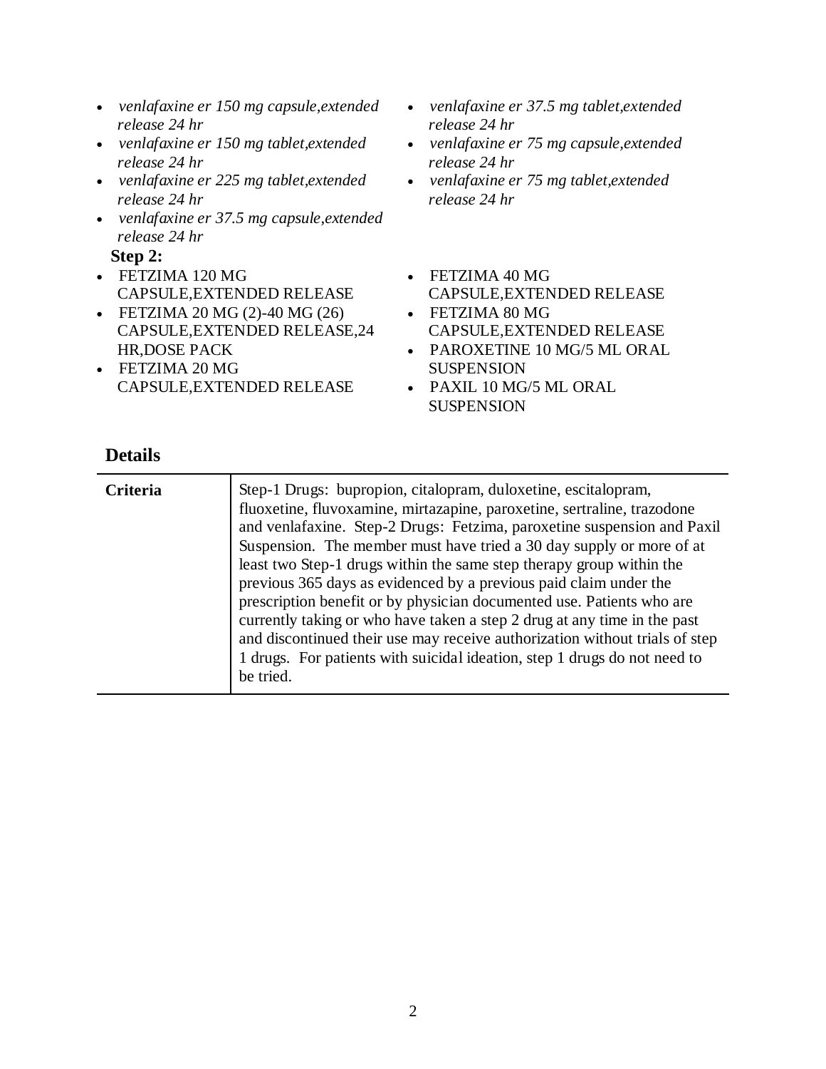- *venlafaxine er 150 mg capsule,extended release 24 hr*
- *venlafaxine er 150 mg tablet,extended release 24 hr*
- *venlafaxine er 225 mg tablet,extended release 24 hr*
- *venlafaxine er 37.5 mg capsule,extended release 24 hr*
- *venlafaxine er 37.5 mg tablet,extended release 24 hr*
- *venlafaxine er 75 mg capsule,extended release 24 hr*
- *venlafaxine er 75 mg tablet,extended release 24 hr*

**Step 2:**

- FETZIMA 120 MG CAPSULE,EXTENDED RELEASE
- FETZIMA 20 MG (2)-40 MG (26) CAPSULE,EXTENDED RELEASE,24 HR,DOSE PACK
- FETZIMA 20 MG CAPSULE,EXTENDED RELEASE
- FETZIMA 40 MG CAPSULE,EXTENDED RELEASE
- FETZIMA 80 MG CAPSULE,EXTENDED RELEASE
- PAROXETINE 10 MG/5 ML ORAL SUSPENSION
- PAXIL 10 MG/5 ML ORAL SUSPENSION

## Details

| | |
|---|---|
| **Criteria** | Step-1 Drugs: bupropion, citalopram, duloxetine, escitalopram, fluoxetine, fluvoxamine, mirtazapine, paroxetine, sertraline, trazodone and venlafaxine. Step-2 Drugs: Fetzima, paroxetine suspension and Paxil Suspension. The member must have tried a 30 day supply or more of at least two Step-1 drugs within the same step therapy group within the previous 365 days as evidenced by a previous paid claim under the prescription benefit or by physician documented use. Patients who are currently taking or who have taken a step 2 drug at any time in the past and discontinued their use may receive authorization without trials of step 1 drugs. For patients with suicidal ideation, step 1 drugs do not need to be tried. |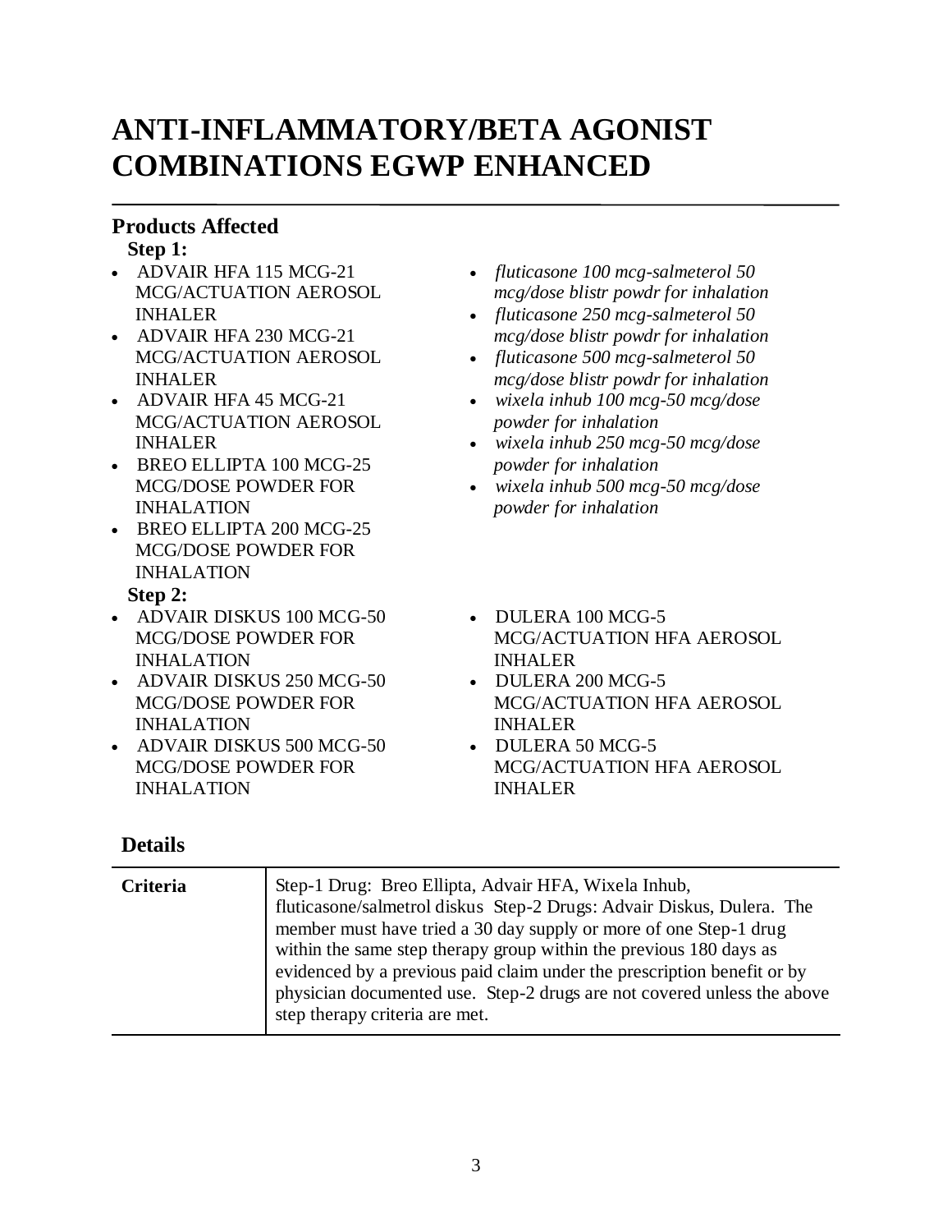# ANTI-INFLAMMATORY/BETA AGONIST COMBINATIONS EGWP ENHANCED

## Products Affected

**Step 1:**

- ADVAIR HFA 115 MCG-21 MCG/ACTUATION AEROSOL INHALER
- ADVAIR HFA 230 MCG-21 MCG/ACTUATION AEROSOL INHALER
- ADVAIR HFA 45 MCG-21 MCG/ACTUATION AEROSOL INHALER
- BREO ELLIPTA 100 MCG-25 MCG/DOSE POWDER FOR INHALATION
- BREO ELLIPTA 200 MCG-25 MCG/DOSE POWDER FOR INHALATION
- *fluticasone 100 mcg-salmeterol 50 mcg/dose blistr powdr for inhalation*
- *fluticasone 250 mcg-salmeterol 50 mcg/dose blistr powdr for inhalation*
- *fluticasone 500 mcg-salmeterol 50 mcg/dose blistr powdr for inhalation*
- *wixela inhub 100 mcg-50 mcg/dose powder for inhalation*
- *wixela inhub 250 mcg-50 mcg/dose powder for inhalation*
- *wixela inhub 500 mcg-50 mcg/dose powder for inhalation*

**Step 2:**

- ADVAIR DISKUS 100 MCG-50 MCG/DOSE POWDER FOR INHALATION
- ADVAIR DISKUS 250 MCG-50 MCG/DOSE POWDER FOR INHALATION
- ADVAIR DISKUS 500 MCG-50 MCG/DOSE POWDER FOR INHALATION
- DULERA 100 MCG-5 MCG/ACTUATION HFA AEROSOL INHALER
- DULERA 200 MCG-5 MCG/ACTUATION HFA AEROSOL INHALER
- DULERA 50 MCG-5 MCG/ACTUATION HFA AEROSOL INHALER

## Details

| | |
|---|---|
| **Criteria** | Step-1 Drug: Breo Ellipta, Advair HFA, Wixela Inhub, fluticasone/salmetrol diskus Step-2 Drugs: Advair Diskus, Dulera. The member must have tried a 30 day supply or more of one Step-1 drug within the same step therapy group within the previous 180 days as evidenced by a previous paid claim under the prescription benefit or by physician documented use. Step-2 drugs are not covered unless the above step therapy criteria are met. |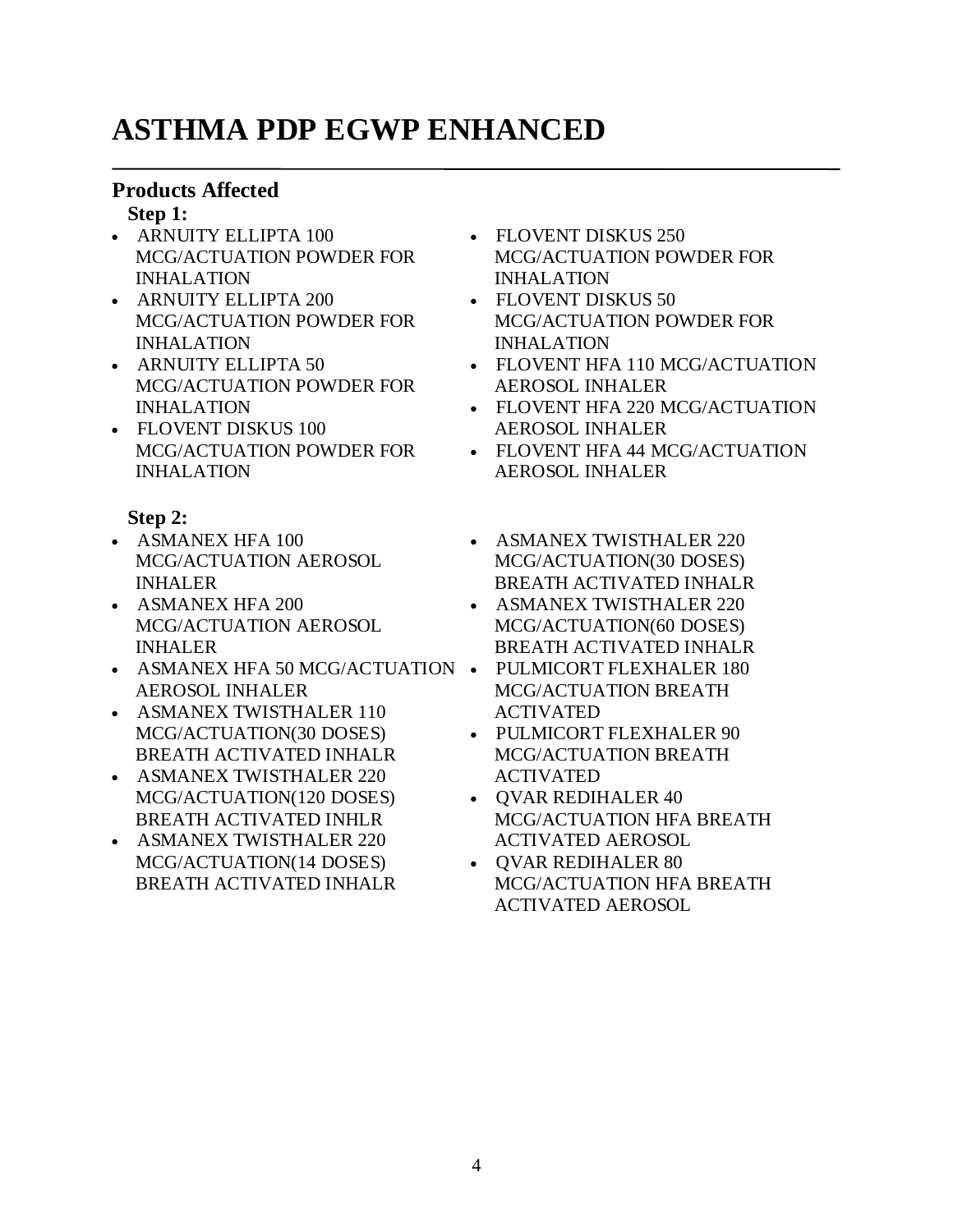# ASTHMA PDP EGWP ENHANCED

## Products Affected

**Step 1:**

- ARNUITY ELLIPTA 100 MCG/ACTUATION POWDER FOR INHALATION
- ARNUITY ELLIPTA 200 MCG/ACTUATION POWDER FOR INHALATION
- ARNUITY ELLIPTA 50 MCG/ACTUATION POWDER FOR INHALATION
- FLOVENT DISKUS 100 MCG/ACTUATION POWDER FOR INHALATION
- FLOVENT DISKUS 250 MCG/ACTUATION POWDER FOR INHALATION
- FLOVENT DISKUS 50 MCG/ACTUATION POWDER FOR INHALATION
- FLOVENT HFA 110 MCG/ACTUATION AEROSOL INHALER
- FLOVENT HFA 220 MCG/ACTUATION AEROSOL INHALER
- FLOVENT HFA 44 MCG/ACTUATION AEROSOL INHALER

**Step 2:**

- ASMANEX HFA 100 MCG/ACTUATION AEROSOL INHALER
- ASMANEX HFA 200 MCG/ACTUATION AEROSOL INHALER
- ASMANEX HFA 50 MCG/ACTUATION AEROSOL INHALER
- ASMANEX TWISTHALER 110 MCG/ACTUATION(30 DOSES) BREATH ACTIVATED INHALR
- ASMANEX TWISTHALER 220 MCG/ACTUATION(120 DOSES) BREATH ACTIVATED INHLR
- ASMANEX TWISTHALER 220 MCG/ACTUATION(14 DOSES) BREATH ACTIVATED INHALR
- ASMANEX TWISTHALER 220 MCG/ACTUATION(30 DOSES) BREATH ACTIVATED INHALR
- ASMANEX TWISTHALER 220 MCG/ACTUATION(60 DOSES) BREATH ACTIVATED INHALR
- PULMICORT FLEXHALER 180 MCG/ACTUATION BREATH ACTIVATED
- PULMICORT FLEXHALER 90 MCG/ACTUATION BREATH ACTIVATED
- QVAR REDIHALER 40 MCG/ACTUATION HFA BREATH ACTIVATED AEROSOL
- QVAR REDIHALER 80 MCG/ACTUATION HFA BREATH ACTIVATED AEROSOL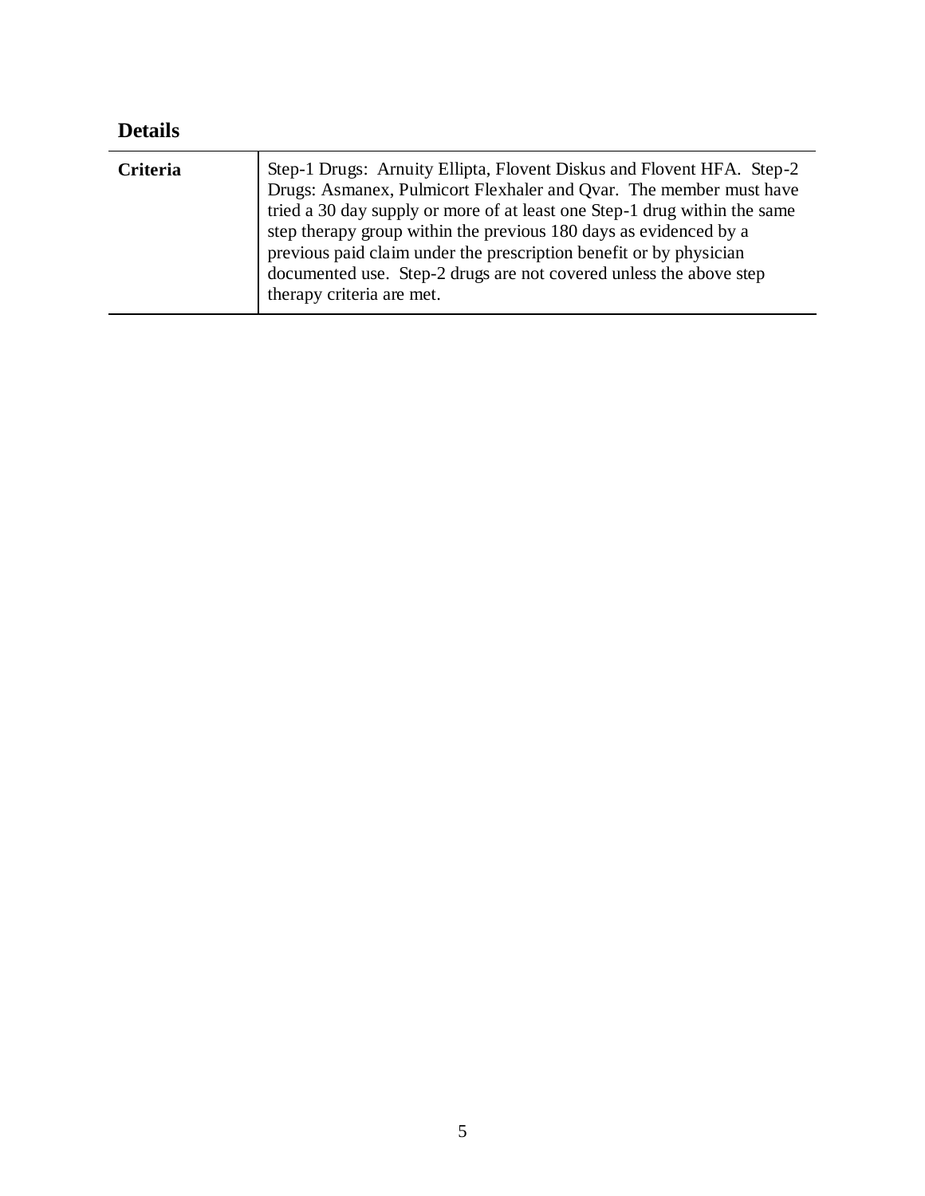## Details

| | |
|---|---|
| **Criteria** | Step-1 Drugs: Arnuity Ellipta, Flovent Diskus and Flovent HFA. Step-2 Drugs: Asmanex, Pulmicort Flexhaler and Qvar. The member must have tried a 30 day supply or more of at least one Step-1 drug within the same step therapy group within the previous 180 days as evidenced by a previous paid claim under the prescription benefit or by physician documented use. Step-2 drugs are not covered unless the above step therapy criteria are met. |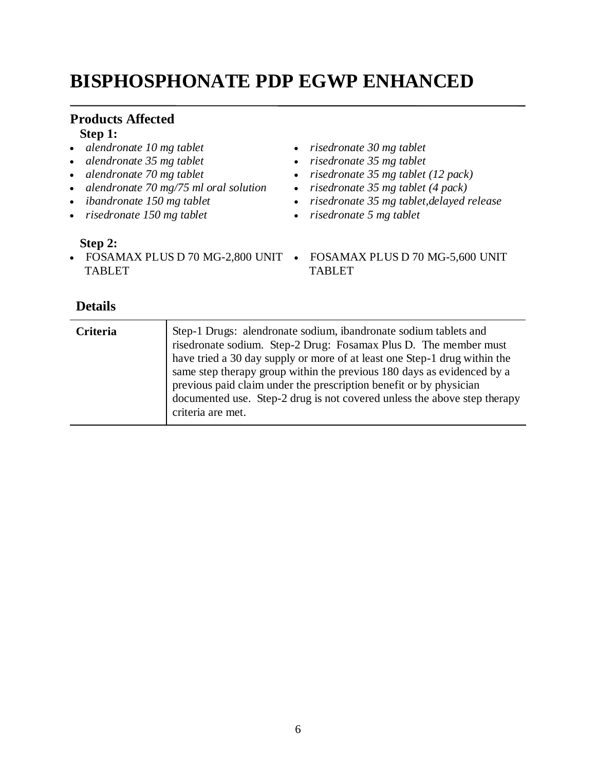# BISPHOSPHONATE PDP EGWP ENHANCED

## Products Affected

**Step 1:**

- *alendronate 10 mg tablet*
- *alendronate 35 mg tablet*
- *alendronate 70 mg tablet*
- *alendronate 70 mg/75 ml oral solution*
- *ibandronate 150 mg tablet*
- *risedronate 150 mg tablet*
- *risedronate 30 mg tablet*
- *risedronate 35 mg tablet*
- *risedronate 35 mg tablet (12 pack)*
- *risedronate 35 mg tablet (4 pack)*
- *risedronate 35 mg tablet,delayed release*
- *risedronate 5 mg tablet*

**Step 2:**

- FOSAMAX PLUS D 70 MG-2,800 UNIT TABLET
- FOSAMAX PLUS D 70 MG-5,600 UNIT TABLET

## Details

| | |
|---|---|
| **Criteria** | Step-1 Drugs: alendronate sodium, ibandronate sodium tablets and risedronate sodium. Step-2 Drug: Fosamax Plus D. The member must have tried a 30 day supply or more of at least one Step-1 drug within the same step therapy group within the previous 180 days as evidenced by a previous paid claim under the prescription benefit or by physician documented use. Step-2 drug is not covered unless the above step therapy criteria are met. |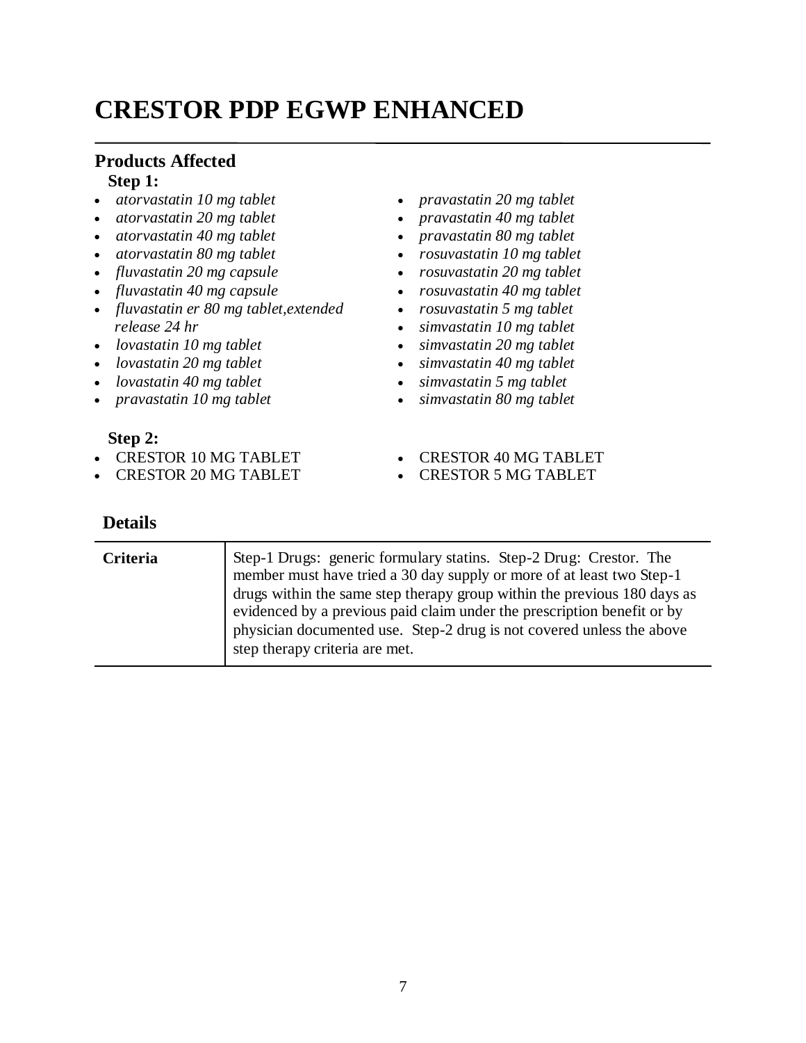# CRESTOR PDP EGWP ENHANCED

## Products Affected

**Step 1:**

- *atorvastatin 10 mg tablet*
- *atorvastatin 20 mg tablet*
- *atorvastatin 40 mg tablet*
- *atorvastatin 80 mg tablet*
- *fluvastatin 20 mg capsule*
- *fluvastatin 40 mg capsule*
- *fluvastatin er 80 mg tablet,extended release 24 hr*
- *lovastatin 10 mg tablet*
- *lovastatin 20 mg tablet*
- *lovastatin 40 mg tablet*
- *pravastatin 10 mg tablet*
- *pravastatin 20 mg tablet*
- *pravastatin 40 mg tablet*
- *pravastatin 80 mg tablet*
- *rosuvastatin 10 mg tablet*
- *rosuvastatin 20 mg tablet*
- *rosuvastatin 40 mg tablet*
- *rosuvastatin 5 mg tablet*
- *simvastatin 10 mg tablet*
- *simvastatin 20 mg tablet*
- *simvastatin 40 mg tablet*
- *simvastatin 5 mg tablet*
- *simvastatin 80 mg tablet*

**Step 2:**

- CRESTOR 10 MG TABLET
- CRESTOR 20 MG TABLET
- CRESTOR 40 MG TABLET
- CRESTOR 5 MG TABLET

## Details

| | |
|---|---|
| **Criteria** | Step-1 Drugs: generic formulary statins. Step-2 Drug: Crestor. The member must have tried a 30 day supply or more of at least two Step-1 drugs within the same step therapy group within the previous 180 days as evidenced by a previous paid claim under the prescription benefit or by physician documented use. Step-2 drug is not covered unless the above step therapy criteria are met. |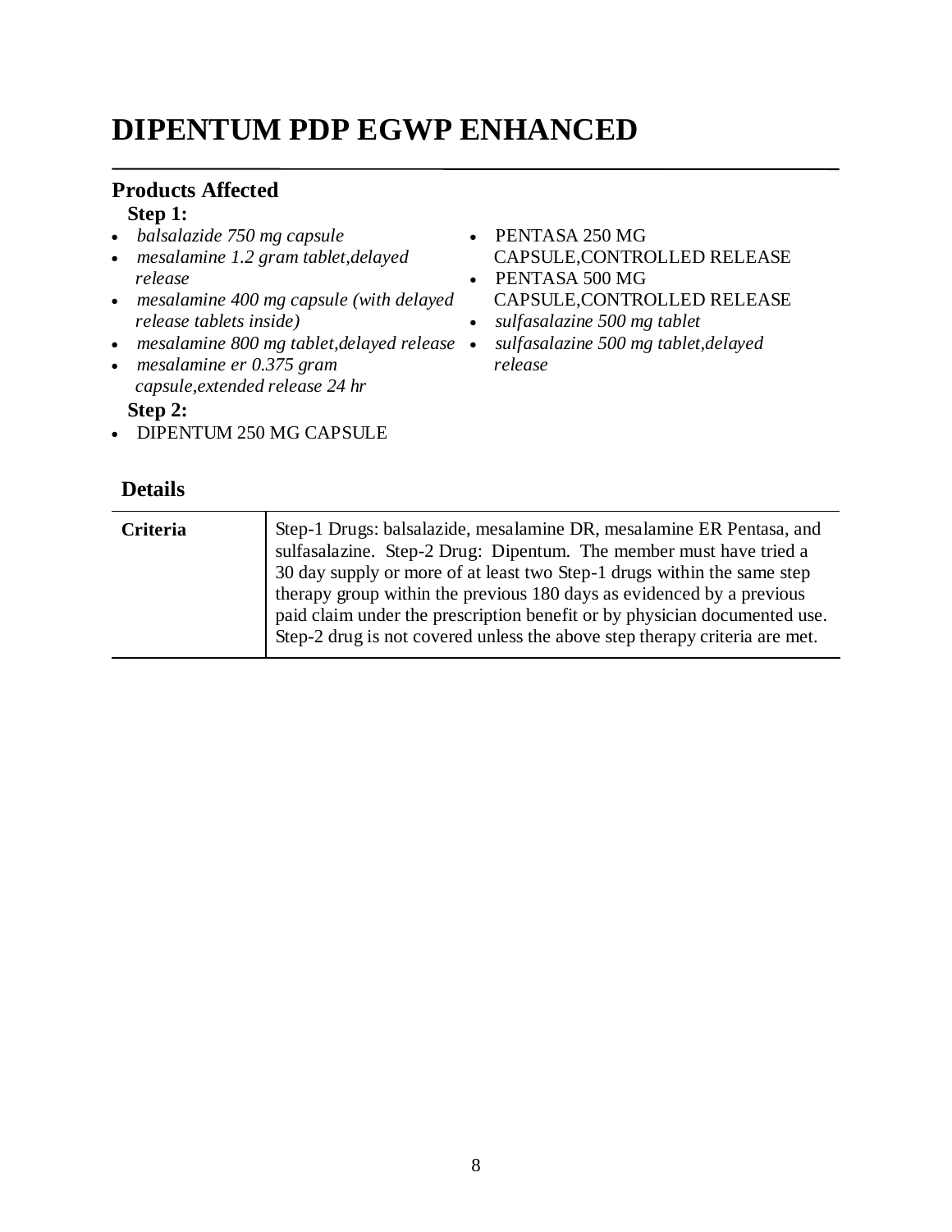# DIPENTUM PDP EGWP ENHANCED

## Products Affected

**Step 1:**

- *balsalazide 750 mg capsule*
- *mesalamine 1.2 gram tablet,delayed release*
- *mesalamine 400 mg capsule (with delayed release tablets inside)*
- *mesalamine 800 mg tablet,delayed release*
- *mesalamine er 0.375 gram capsule,extended release 24 hr*
- PENTASA 250 MG CAPSULE,CONTROLLED RELEASE
- PENTASA 500 MG CAPSULE,CONTROLLED RELEASE
- *sulfasalazine 500 mg tablet*
- *sulfasalazine 500 mg tablet,delayed release*

**Step 2:**

- DIPENTUM 250 MG CAPSULE

## Details

| | |
|---|---|
| **Criteria** | Step-1 Drugs: balsalazide, mesalamine DR, mesalamine ER Pentasa, and sulfasalazine. Step-2 Drug: Dipentum. The member must have tried a 30 day supply or more of at least two Step-1 drugs within the same step therapy group within the previous 180 days as evidenced by a previous paid claim under the prescription benefit or by physician documented use. Step-2 drug is not covered unless the above step therapy criteria are met. |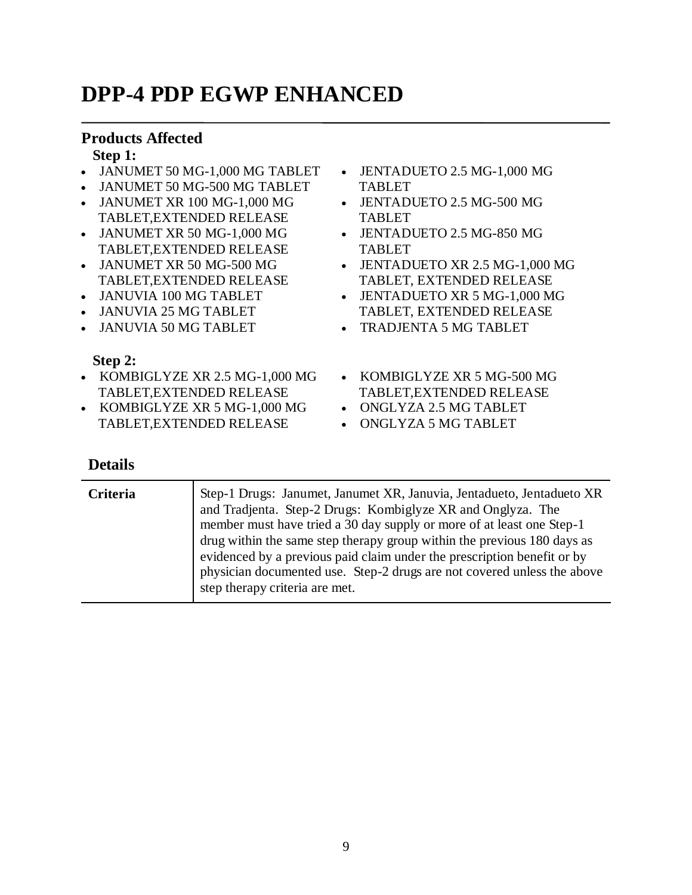# DPP-4 PDP EGWP ENHANCED

## Products Affected

**Step 1:**

- JANUMET 50 MG-1,000 MG TABLET
- JANUMET 50 MG-500 MG TABLET
- JANUMET XR 100 MG-1,000 MG TABLET,EXTENDED RELEASE
- JANUMET XR 50 MG-1,000 MG TABLET,EXTENDED RELEASE
- JANUMET XR 50 MG-500 MG TABLET,EXTENDED RELEASE
- JANUVIA 100 MG TABLET
- JANUVIA 25 MG TABLET
- JANUVIA 50 MG TABLET
- JENTADUETO 2.5 MG-1,000 MG TABLET
- JENTADUETO 2.5 MG-500 MG TABLET
- JENTADUETO 2.5 MG-850 MG TABLET
- JENTADUETO XR 2.5 MG-1,000 MG TABLET, EXTENDED RELEASE
- JENTADUETO XR 5 MG-1,000 MG TABLET, EXTENDED RELEASE
- TRADJENTA 5 MG TABLET

**Step 2:**

- KOMBIGLYZE XR 2.5 MG-1,000 MG TABLET,EXTENDED RELEASE
- KOMBIGLYZE XR 5 MG-1,000 MG TABLET,EXTENDED RELEASE
- KOMBIGLYZE XR 5 MG-500 MG TABLET,EXTENDED RELEASE
- ONGLYZA 2.5 MG TABLET
- ONGLYZA 5 MG TABLET

## Details

| | |
|---|---|
| **Criteria** | Step-1 Drugs: Janumet, Janumet XR, Januvia, Jentadueto, Jentadueto XR and Tradjenta. Step-2 Drugs: Kombiglyze XR and Onglyza. The member must have tried a 30 day supply or more of at least one Step-1 drug within the same step therapy group within the previous 180 days as evidenced by a previous paid claim under the prescription benefit or by physician documented use. Step-2 drugs are not covered unless the above step therapy criteria are met. |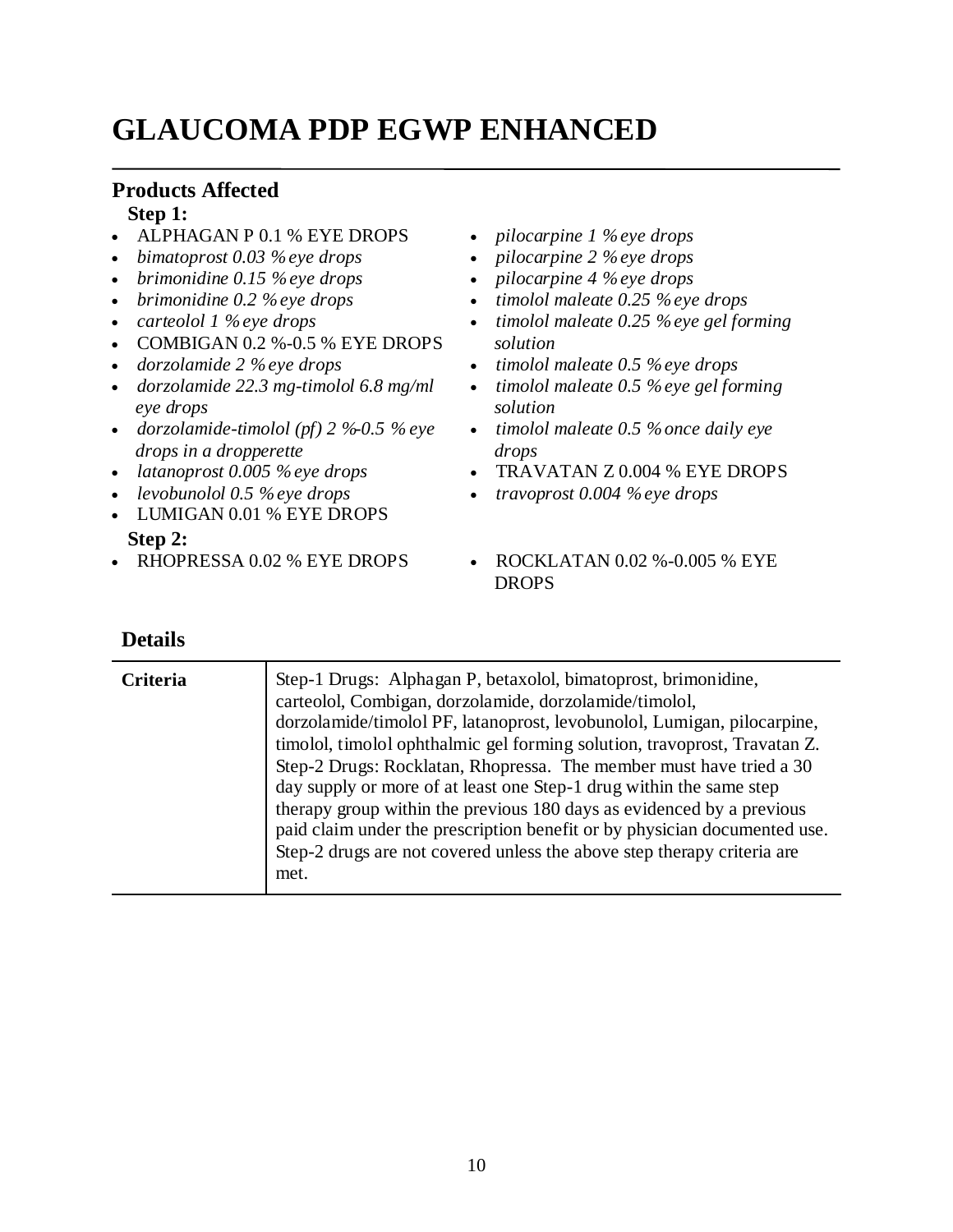# GLAUCOMA PDP EGWP ENHANCED

## Products Affected

**Step 1:**

- ALPHAGAN P 0.1 % EYE DROPS
- *bimatoprost 0.03 % eye drops*
- *brimonidine 0.15 % eye drops*
- *brimonidine 0.2 % eye drops*
- *carteolol 1 % eye drops*
- COMBIGAN 0.2 %-0.5 % EYE DROPS
- *dorzolamide 2 % eye drops*
- *dorzolamide 22.3 mg-timolol 6.8 mg/ml eye drops*
- *dorzolamide-timolol (pf) 2 %-0.5 % eye drops in a dropperette*
- *latanoprost 0.005 % eye drops*
- *levobunolol 0.5 % eye drops*
- LUMIGAN 0.01 % EYE DROPS
- *pilocarpine 1 % eye drops*
- *pilocarpine 2 % eye drops*
- *pilocarpine 4 % eye drops*
- *timolol maleate 0.25 % eye drops*
- *timolol maleate 0.25 % eye gel forming solution*
- *timolol maleate 0.5 % eye drops*
- *timolol maleate 0.5 % eye gel forming solution*
- *timolol maleate 0.5 % once daily eye drops*
- TRAVATAN Z 0.004 % EYE DROPS
- *travoprost 0.004 % eye drops*

**Step 2:**

- RHOPRESSA 0.02 % EYE DROPS
- ROCKLATAN 0.02 %-0.005 % EYE DROPS

## Details

| | |
|---|---|
| **Criteria** | Step-1 Drugs: Alphagan P, betaxolol, bimatoprost, brimonidine, carteolol, Combigan, dorzolamide, dorzolamide/timolol, dorzolamide/timolol PF, latanoprost, levobunolol, Lumigan, pilocarpine, timolol, timolol ophthalmic gel forming solution, travoprost, Travatan Z. Step-2 Drugs: Rocklatan, Rhopressa. The member must have tried a 30 day supply or more of at least one Step-1 drug within the same step therapy group within the previous 180 days as evidenced by a previous paid claim under the prescription benefit or by physician documented use. Step-2 drugs are not covered unless the above step therapy criteria are met. |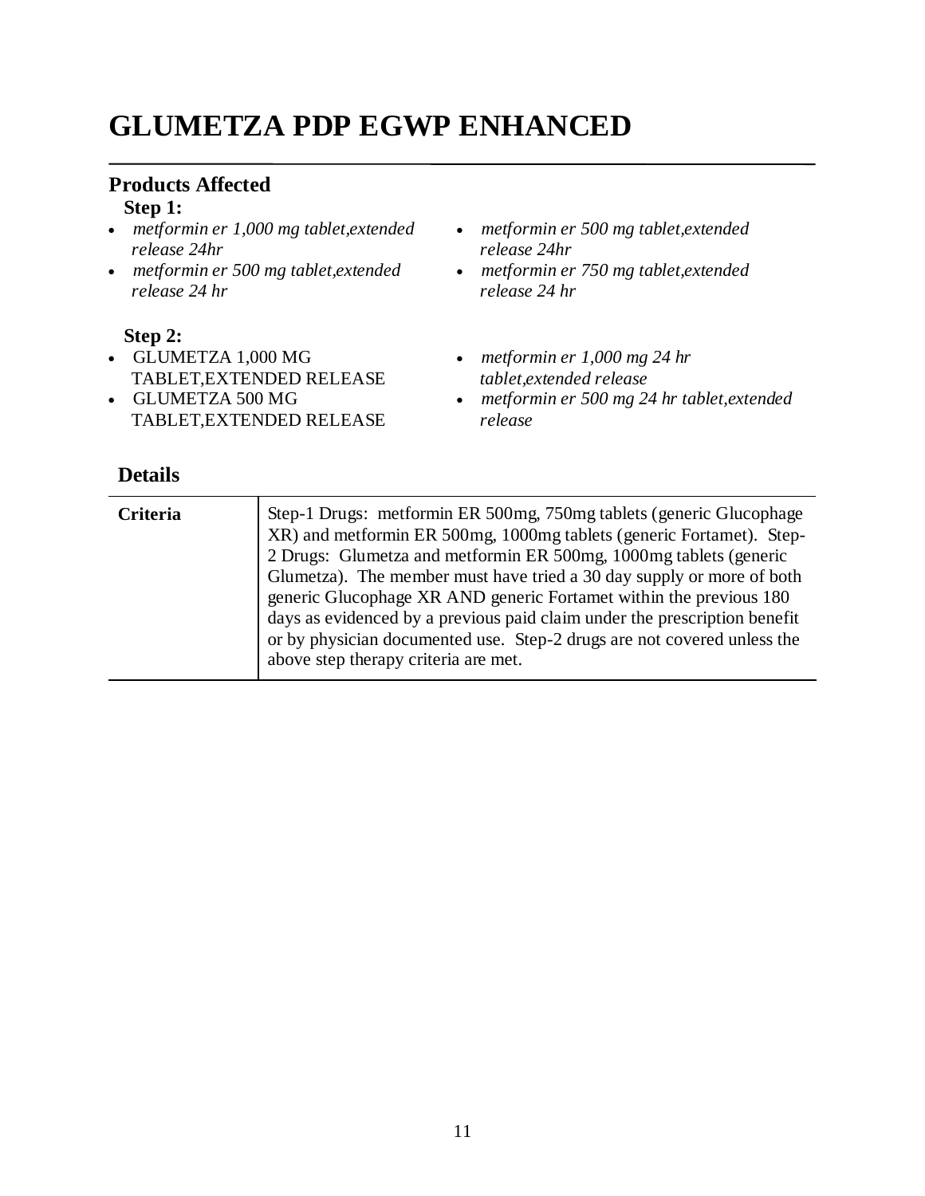# GLUMETZA PDP EGWP ENHANCED

## Products Affected

**Step 1:**

- *metformin er 1,000 mg tablet,extended release 24hr*
- *metformin er 500 mg tablet,extended release 24 hr*
- *metformin er 500 mg tablet,extended release 24hr*
- *metformin er 750 mg tablet,extended release 24 hr*

**Step 2:**

- GLUMETZA 1,000 MG TABLET,EXTENDED RELEASE
- GLUMETZA 500 MG TABLET,EXTENDED RELEASE
- *metformin er 1,000 mg 24 hr tablet,extended release*
- *metformin er 500 mg 24 hr tablet,extended release*

## Details

| | |
|---|---|
| **Criteria** | Step-1 Drugs: metformin ER 500mg, 750mg tablets (generic Glucophage XR) and metformin ER 500mg, 1000mg tablets (generic Fortamet). Step-2 Drugs: Glumetza and metformin ER 500mg, 1000mg tablets (generic Glumetza). The member must have tried a 30 day supply or more of both generic Glucophage XR AND generic Fortamet within the previous 180 days as evidenced by a previous paid claim under the prescription benefit or by physician documented use. Step-2 drugs are not covered unless the above step therapy criteria are met. |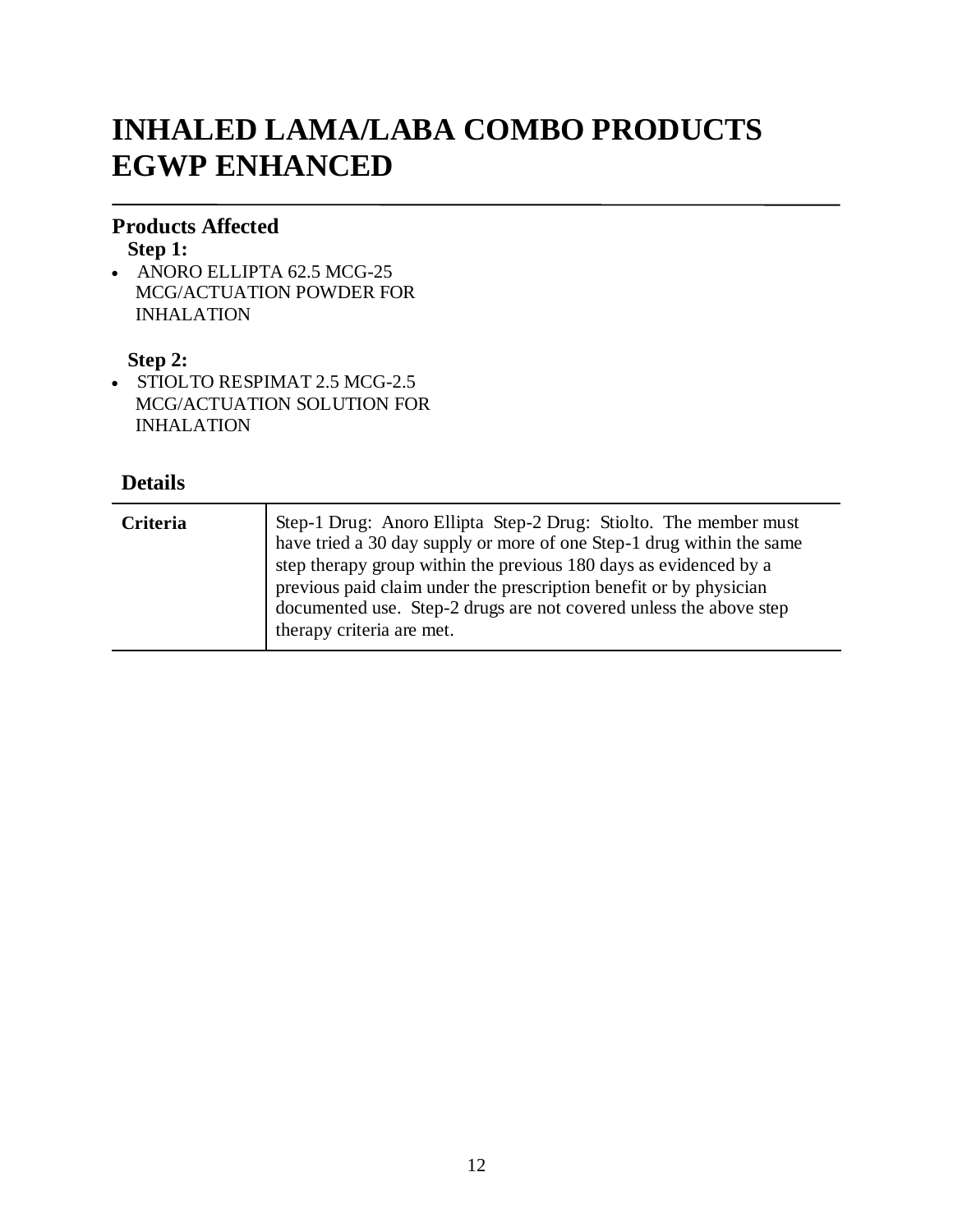# INHALED LAMA/LABA COMBO PRODUCTS EGWP ENHANCED

## Products Affected

**Step 1:**

- ANORO ELLIPTA 62.5 MCG-25 MCG/ACTUATION POWDER FOR INHALATION

**Step 2:**

- STIOLTO RESPIMAT 2.5 MCG-2.5 MCG/ACTUATION SOLUTION FOR INHALATION

## Details

| | |
|---|---|
| **Criteria** | Step-1 Drug: Anoro Ellipta Step-2 Drug: Stiolto. The member must have tried a 30 day supply or more of one Step-1 drug within the same step therapy group within the previous 180 days as evidenced by a previous paid claim under the prescription benefit or by physician documented use. Step-2 drugs are not covered unless the above step therapy criteria are met. |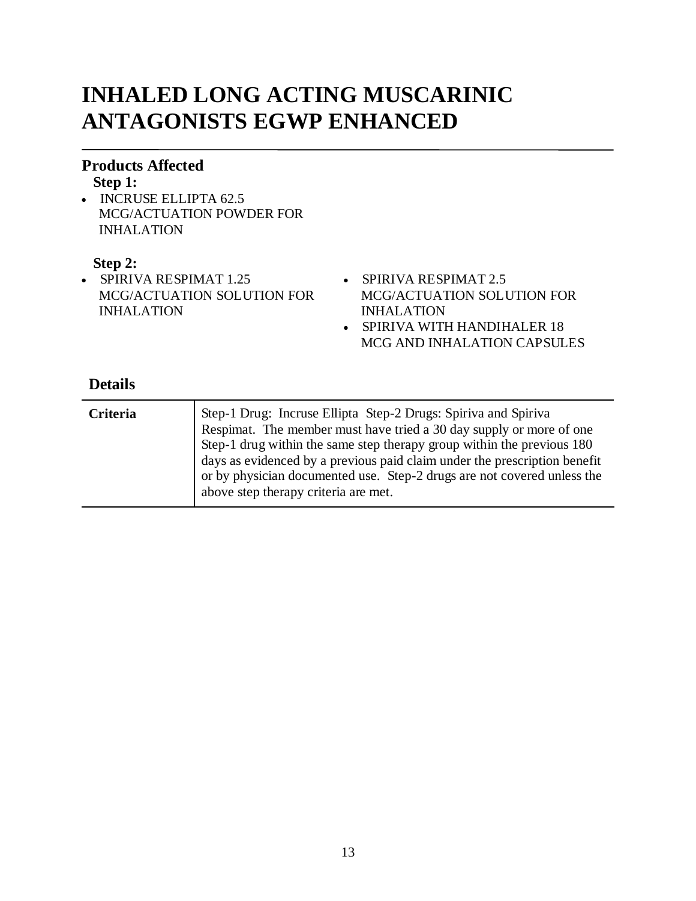# INHALED LONG ACTING MUSCARINIC ANTAGONISTS EGWP ENHANCED

## Products Affected

**Step 1:**

- INCRUSE ELLIPTA 62.5 MCG/ACTUATION POWDER FOR INHALATION

**Step 2:**

- SPIRIVA RESPIMAT 1.25 MCG/ACTUATION SOLUTION FOR INHALATION
- SPIRIVA RESPIMAT 2.5 MCG/ACTUATION SOLUTION FOR INHALATION
- SPIRIVA WITH HANDIHALER 18 MCG AND INHALATION CAPSULES

## Details

| | |
|---|---|
| **Criteria** | Step-1 Drug: Incruse Ellipta Step-2 Drugs: Spiriva and Spiriva Respimat. The member must have tried a 30 day supply or more of one Step-1 drug within the same step therapy group within the previous 180 days as evidenced by a previous paid claim under the prescription benefit or by physician documented use. Step-2 drugs are not covered unless the above step therapy criteria are met. |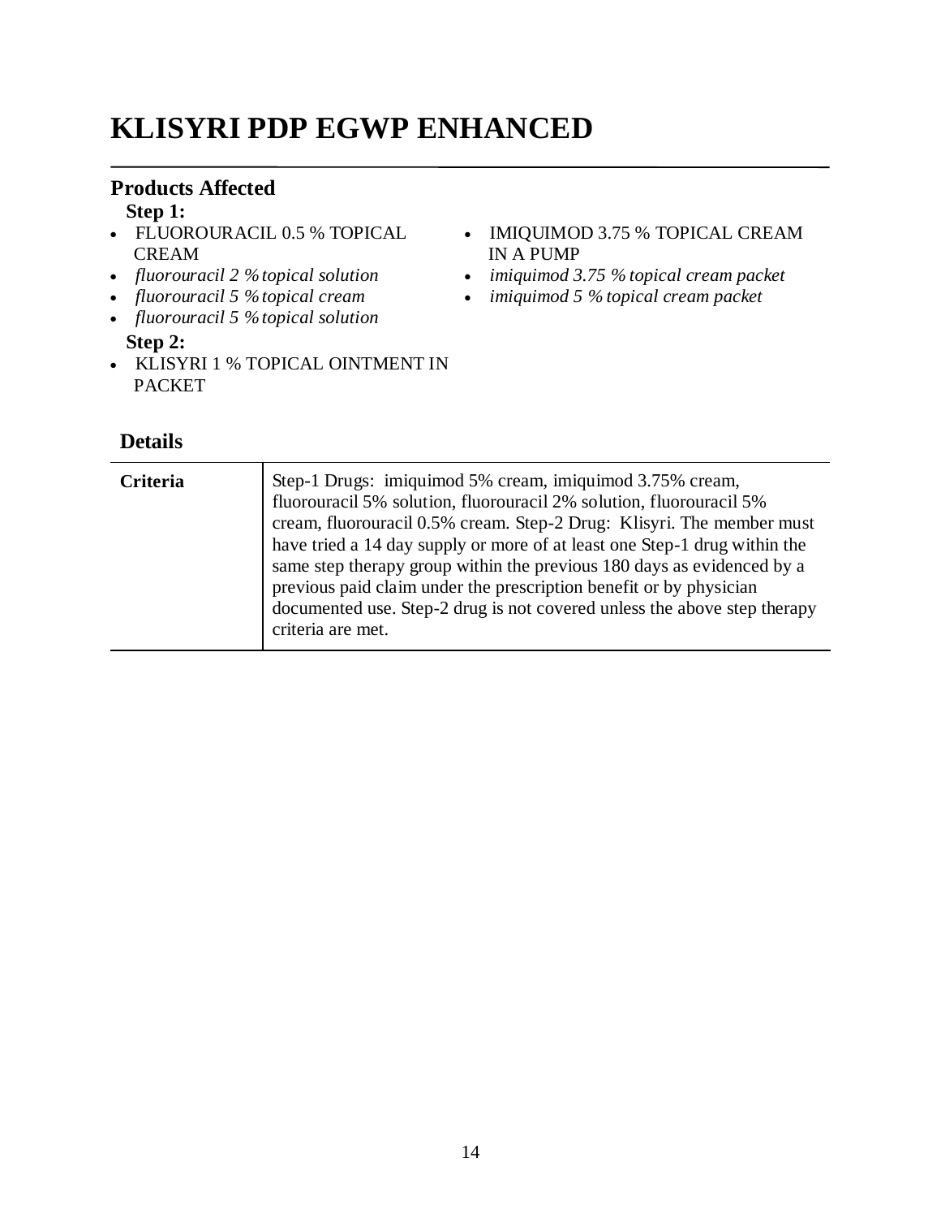# KLISYRI PDP EGWP ENHANCED

## Products Affected

**Step 1:**

- FLUOROURACIL 0.5 % TOPICAL CREAM
- *fluorouracil 2 % topical solution*
- *fluorouracil 5 % topical cream*
- *fluorouracil 5 % topical solution*
- IMIQUIMOD 3.75 % TOPICAL CREAM IN A PUMP
- *imiquimod 3.75 % topical cream packet*
- *imiquimod 5 % topical cream packet*

**Step 2:**

- KLISYRI 1 % TOPICAL OINTMENT IN PACKET

## Details

| | |
|---|---|
| **Criteria** | Step-1 Drugs: imiquimod 5% cream, imiquimod 3.75% cream, fluorouracil 5% solution, fluorouracil 2% solution, fluorouracil 5% cream, fluorouracil 0.5% cream. Step-2 Drug: Klisyri. The member must have tried a 14 day supply or more of at least one Step-1 drug within the same step therapy group within the previous 180 days as evidenced by a previous paid claim under the prescription benefit or by physician documented use. Step-2 drug is not covered unless the above step therapy criteria are met. |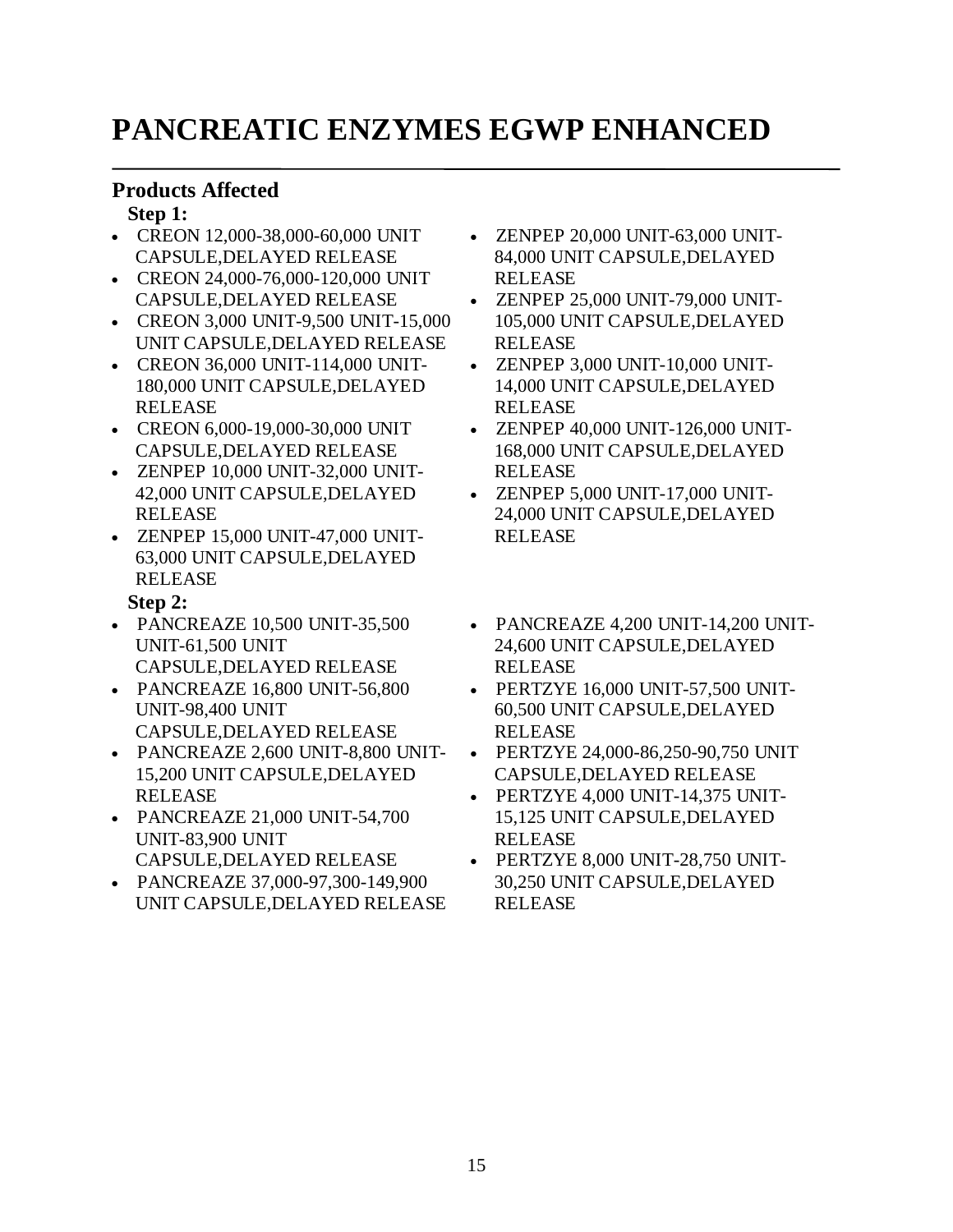# PANCREATIC ENZYMES EGWP ENHANCED

## Products Affected

**Step 1:**

- CREON 12,000-38,000-60,000 UNIT CAPSULE,DELAYED RELEASE
- CREON 24,000-76,000-120,000 UNIT CAPSULE,DELAYED RELEASE
- CREON 3,000 UNIT-9,500 UNIT-15,000 UNIT CAPSULE,DELAYED RELEASE
- CREON 36,000 UNIT-114,000 UNIT-180,000 UNIT CAPSULE,DELAYED RELEASE
- CREON 6,000-19,000-30,000 UNIT CAPSULE,DELAYED RELEASE
- ZENPEP 10,000 UNIT-32,000 UNIT-42,000 UNIT CAPSULE,DELAYED RELEASE
- ZENPEP 15,000 UNIT-47,000 UNIT-63,000 UNIT CAPSULE,DELAYED RELEASE
- ZENPEP 20,000 UNIT-63,000 UNIT-84,000 UNIT CAPSULE,DELAYED RELEASE
- ZENPEP 25,000 UNIT-79,000 UNIT-105,000 UNIT CAPSULE,DELAYED RELEASE
- ZENPEP 3,000 UNIT-10,000 UNIT-14,000 UNIT CAPSULE,DELAYED RELEASE
- ZENPEP 40,000 UNIT-126,000 UNIT-168,000 UNIT CAPSULE,DELAYED RELEASE
- ZENPEP 5,000 UNIT-17,000 UNIT-24,000 UNIT CAPSULE,DELAYED RELEASE

**Step 2:**

- PANCREAZE 10,500 UNIT-35,500 UNIT-61,500 UNIT CAPSULE,DELAYED RELEASE
- PANCREAZE 16,800 UNIT-56,800 UNIT-98,400 UNIT CAPSULE,DELAYED RELEASE
- PANCREAZE 2,600 UNIT-8,800 UNIT-15,200 UNIT CAPSULE,DELAYED RELEASE
- PANCREAZE 21,000 UNIT-54,700 UNIT-83,900 UNIT CAPSULE,DELAYED RELEASE
- PANCREAZE 37,000-97,300-149,900 UNIT CAPSULE,DELAYED RELEASE
- PANCREAZE 4,200 UNIT-14,200 UNIT-24,600 UNIT CAPSULE,DELAYED RELEASE
- PERTZYE 16,000 UNIT-57,500 UNIT-60,500 UNIT CAPSULE,DELAYED RELEASE
- PERTZYE 24,000-86,250-90,750 UNIT CAPSULE,DELAYED RELEASE
- PERTZYE 4,000 UNIT-14,375 UNIT-15,125 UNIT CAPSULE,DELAYED RELEASE
- PERTZYE 8,000 UNIT-28,750 UNIT-30,250 UNIT CAPSULE,DELAYED RELEASE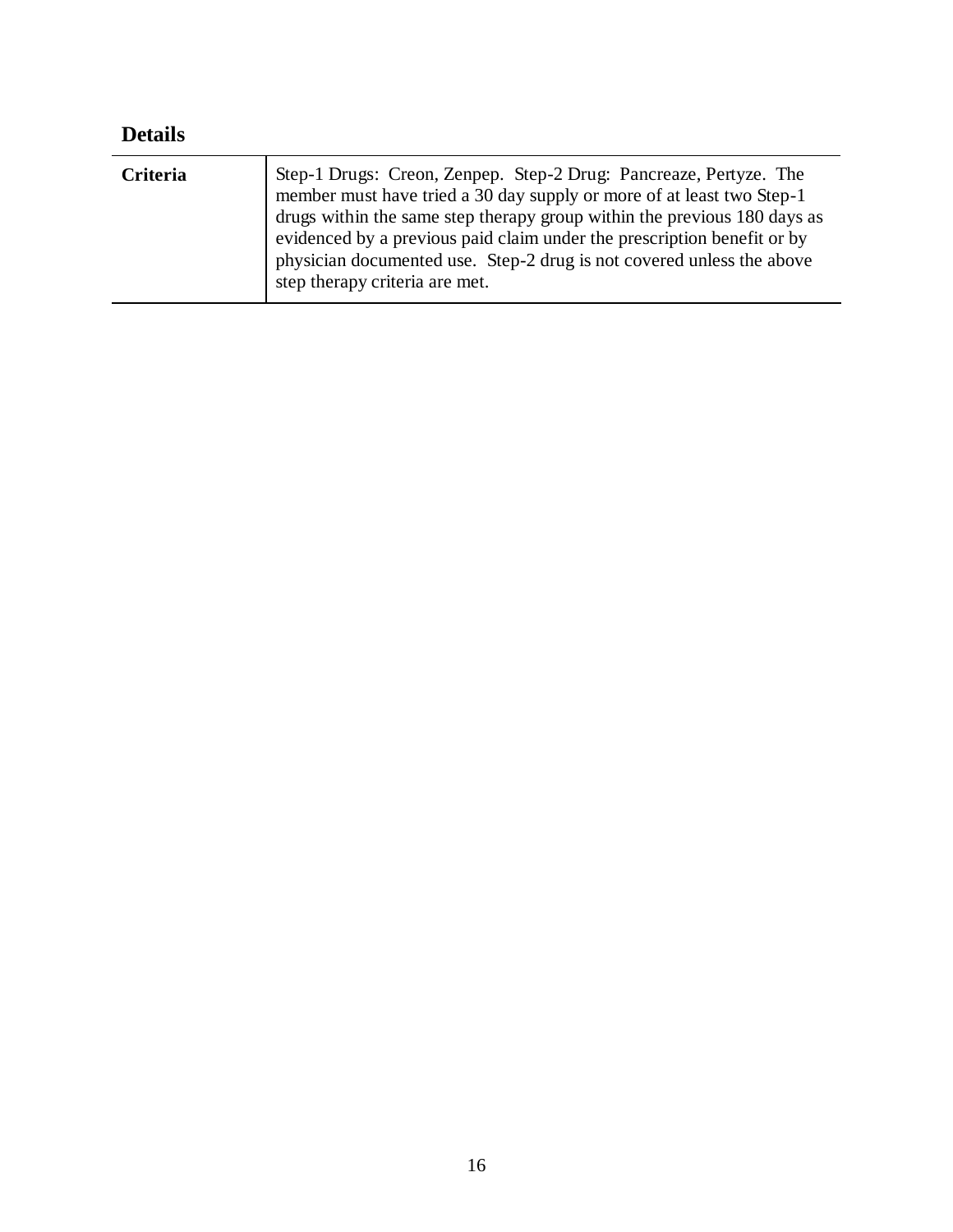## Details

| | |
|---|---|
| **Criteria** | Step-1 Drugs: Creon, Zenpep. Step-2 Drug: Pancreaze, Pertyze. The member must have tried a 30 day supply or more of at least two Step-1 drugs within the same step therapy group within the previous 180 days as evidenced by a previous paid claim under the prescription benefit or by physician documented use. Step-2 drug is not covered unless the above step therapy criteria are met. |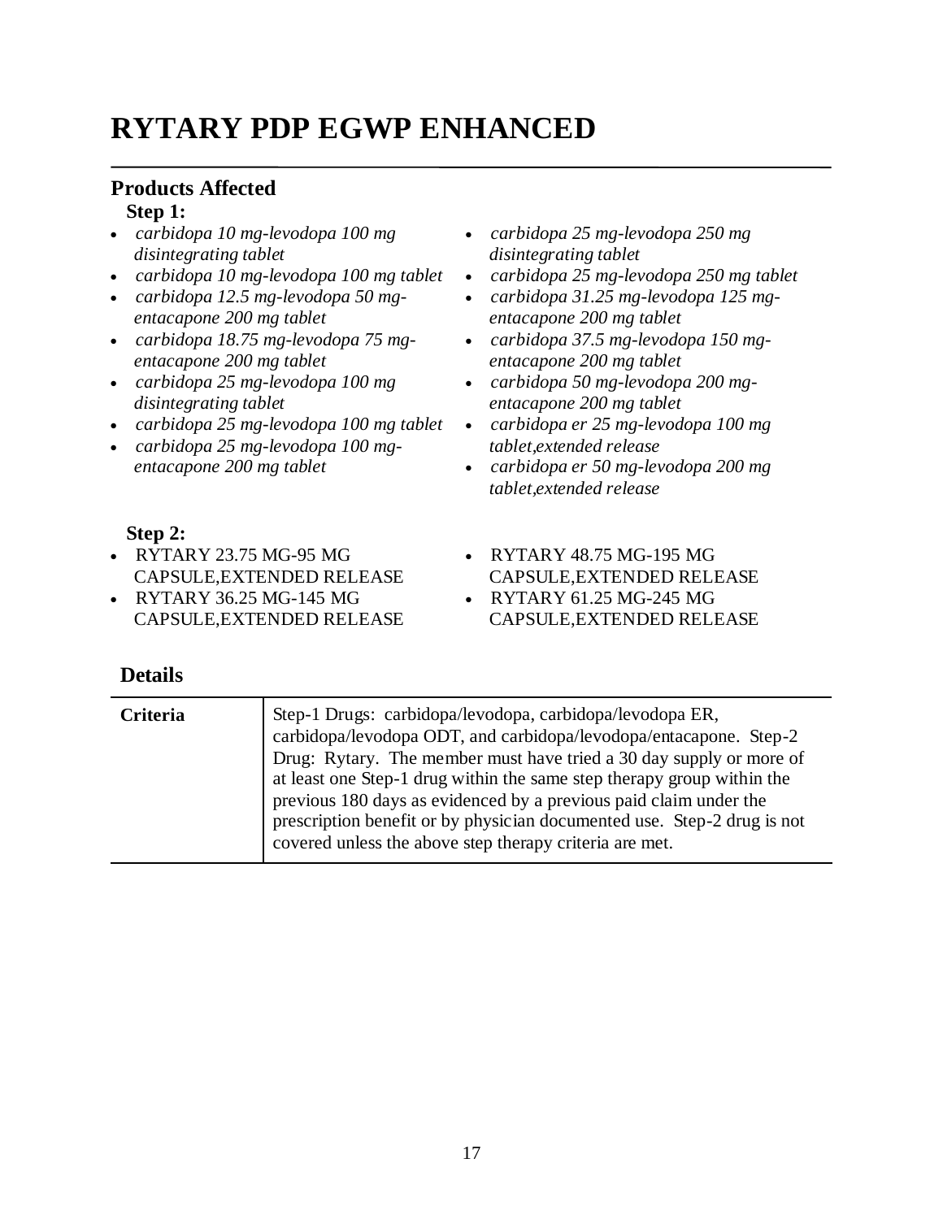# RYTARY PDP EGWP ENHANCED

## Products Affected

**Step 1:**

- *carbidopa 10 mg-levodopa 100 mg disintegrating tablet*
- *carbidopa 10 mg-levodopa 100 mg tablet*
- *carbidopa 12.5 mg-levodopa 50 mg-entacapone 200 mg tablet*
- *carbidopa 18.75 mg-levodopa 75 mg-entacapone 200 mg tablet*
- *carbidopa 25 mg-levodopa 100 mg disintegrating tablet*
- *carbidopa 25 mg-levodopa 100 mg tablet*
- *carbidopa 25 mg-levodopa 100 mg-entacapone 200 mg tablet*
- *carbidopa 25 mg-levodopa 250 mg disintegrating tablet*
- *carbidopa 25 mg-levodopa 250 mg tablet*
- *carbidopa 31.25 mg-levodopa 125 mg-entacapone 200 mg tablet*
- *carbidopa 37.5 mg-levodopa 150 mg-entacapone 200 mg tablet*
- *carbidopa 50 mg-levodopa 200 mg-entacapone 200 mg tablet*
- *carbidopa er 25 mg-levodopa 100 mg tablet,extended release*
- *carbidopa er 50 mg-levodopa 200 mg tablet,extended release*

**Step 2:**

- RYTARY 23.75 MG-95 MG CAPSULE,EXTENDED RELEASE
- RYTARY 36.25 MG-145 MG CAPSULE,EXTENDED RELEASE
- RYTARY 48.75 MG-195 MG CAPSULE,EXTENDED RELEASE
- RYTARY 61.25 MG-245 MG CAPSULE,EXTENDED RELEASE

## Details

| | |
|---|---|
| **Criteria** | Step-1 Drugs: carbidopa/levodopa, carbidopa/levodopa ER, carbidopa/levodopa ODT, and carbidopa/levodopa/entacapone. Step-2 Drug: Rytary. The member must have tried a 30 day supply or more of at least one Step-1 drug within the same step therapy group within the previous 180 days as evidenced by a previous paid claim under the prescription benefit or by physician documented use. Step-2 drug is not covered unless the above step therapy criteria are met. |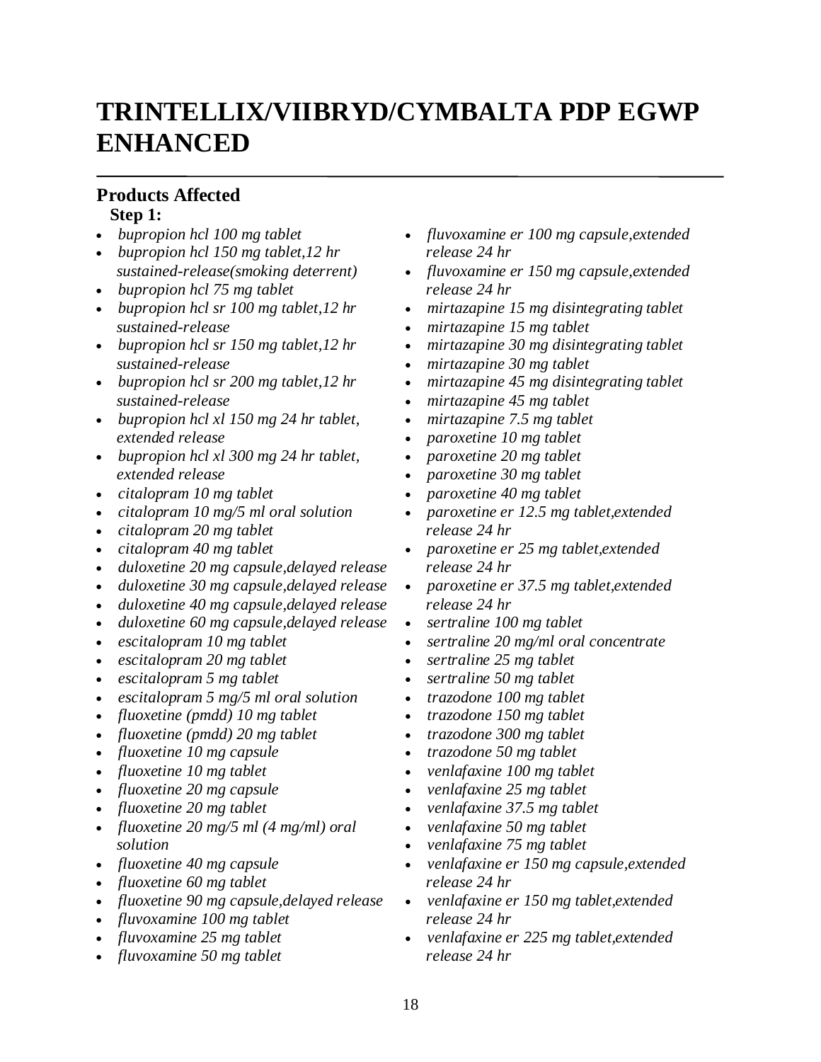# TRINTELLIX/VIIBRYD/CYMBALTA PDP EGWP ENHANCED

## Products Affected

**Step 1:**

- *bupropion hcl 100 mg tablet*
- *bupropion hcl 150 mg tablet,12 hr sustained-release(smoking deterrent)*
- *bupropion hcl 75 mg tablet*
- *bupropion hcl sr 100 mg tablet,12 hr sustained-release*
- *bupropion hcl sr 150 mg tablet,12 hr sustained-release*
- *bupropion hcl sr 200 mg tablet,12 hr sustained-release*
- *bupropion hcl xl 150 mg 24 hr tablet, extended release*
- *bupropion hcl xl 300 mg 24 hr tablet, extended release*
- *citalopram 10 mg tablet*
- *citalopram 10 mg/5 ml oral solution*
- *citalopram 20 mg tablet*
- *citalopram 40 mg tablet*
- *duloxetine 20 mg capsule,delayed release*
- *duloxetine 30 mg capsule,delayed release*
- *duloxetine 40 mg capsule,delayed release*
- *duloxetine 60 mg capsule,delayed release*
- *escitalopram 10 mg tablet*
- *escitalopram 20 mg tablet*
- *escitalopram 5 mg tablet*
- *escitalopram 5 mg/5 ml oral solution*
- *fluoxetine (pmdd) 10 mg tablet*
- *fluoxetine (pmdd) 20 mg tablet*
- *fluoxetine 10 mg capsule*
- *fluoxetine 10 mg tablet*
- *fluoxetine 20 mg capsule*
- *fluoxetine 20 mg tablet*
- *fluoxetine 20 mg/5 ml (4 mg/ml) oral solution*
- *fluoxetine 40 mg capsule*
- *fluoxetine 60 mg tablet*
- *fluoxetine 90 mg capsule,delayed release*
- *fluvoxamine 100 mg tablet*
- *fluvoxamine 25 mg tablet*
- *fluvoxamine 50 mg tablet*
- *fluvoxamine er 100 mg capsule,extended release 24 hr*
- *fluvoxamine er 150 mg capsule,extended release 24 hr*
- *mirtazapine 15 mg disintegrating tablet*
- *mirtazapine 15 mg tablet*
- *mirtazapine 30 mg disintegrating tablet*
- *mirtazapine 30 mg tablet*
- *mirtazapine 45 mg disintegrating tablet*
- *mirtazapine 45 mg tablet*
- *mirtazapine 7.5 mg tablet*
- *paroxetine 10 mg tablet*
- *paroxetine 20 mg tablet*
- *paroxetine 30 mg tablet*
- *paroxetine 40 mg tablet*
- *paroxetine er 12.5 mg tablet,extended release 24 hr*
- *paroxetine er 25 mg tablet,extended release 24 hr*
- *paroxetine er 37.5 mg tablet,extended release 24 hr*
- *sertraline 100 mg tablet*
- *sertraline 20 mg/ml oral concentrate*
- *sertraline 25 mg tablet*
- *sertraline 50 mg tablet*
- *trazodone 100 mg tablet*
- *trazodone 150 mg tablet*
- *trazodone 300 mg tablet*
- *trazodone 50 mg tablet*
- *venlafaxine 100 mg tablet*
- *venlafaxine 25 mg tablet*
- *venlafaxine 37.5 mg tablet*
- *venlafaxine 50 mg tablet*
- *venlafaxine 75 mg tablet*
- *venlafaxine er 150 mg capsule,extended release 24 hr*
- *venlafaxine er 150 mg tablet,extended release 24 hr*
- *venlafaxine er 225 mg tablet,extended release 24 hr*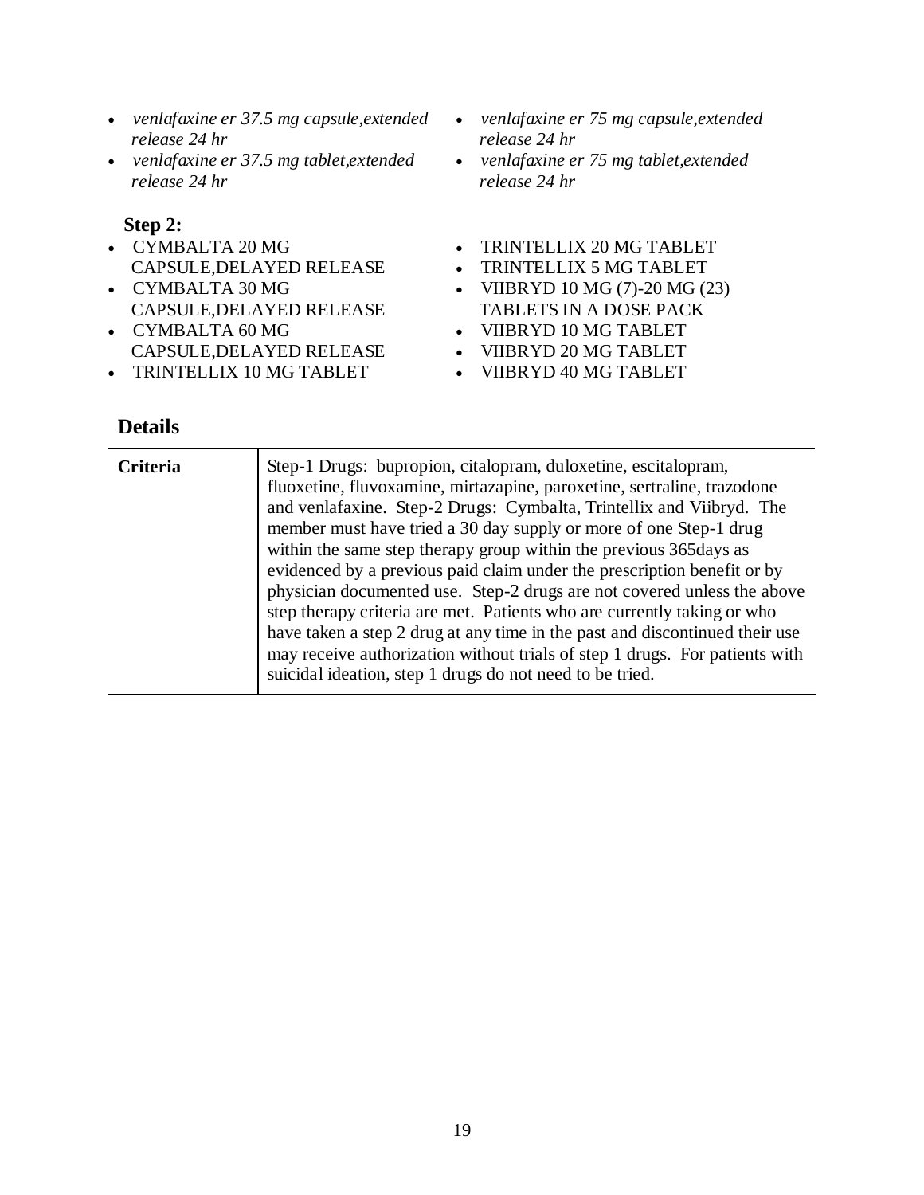- *venlafaxine er 37.5 mg capsule,extended release 24 hr*
- *venlafaxine er 37.5 mg tablet,extended release 24 hr*
- *venlafaxine er 75 mg capsule,extended release 24 hr*
- *venlafaxine er 75 mg tablet,extended release 24 hr*

**Step 2:**

- CYMBALTA 20 MG CAPSULE,DELAYED RELEASE
- CYMBALTA 30 MG CAPSULE,DELAYED RELEASE
- CYMBALTA 60 MG CAPSULE,DELAYED RELEASE
- TRINTELLIX 10 MG TABLET
- TRINTELLIX 20 MG TABLET
- TRINTELLIX 5 MG TABLET
- VIIBRYD 10 MG (7)-20 MG (23) TABLETS IN A DOSE PACK
- VIIBRYD 10 MG TABLET
- VIIBRYD 20 MG TABLET
- VIIBRYD 40 MG TABLET

## Details

| | |
|---|---|
| **Criteria** | Step-1 Drugs: bupropion, citalopram, duloxetine, escitalopram, fluoxetine, fluvoxamine, mirtazapine, paroxetine, sertraline, trazodone and venlafaxine. Step-2 Drugs: Cymbalta, Trintellix and Viibryd. The member must have tried a 30 day supply or more of one Step-1 drug within the same step therapy group within the previous 365days as evidenced by a previous paid claim under the prescription benefit or by physician documented use. Step-2 drugs are not covered unless the above step therapy criteria are met. Patients who are currently taking or who have taken a step 2 drug at any time in the past and discontinued their use may receive authorization without trials of step 1 drugs. For patients with suicidal ideation, step 1 drugs do not need to be tried. |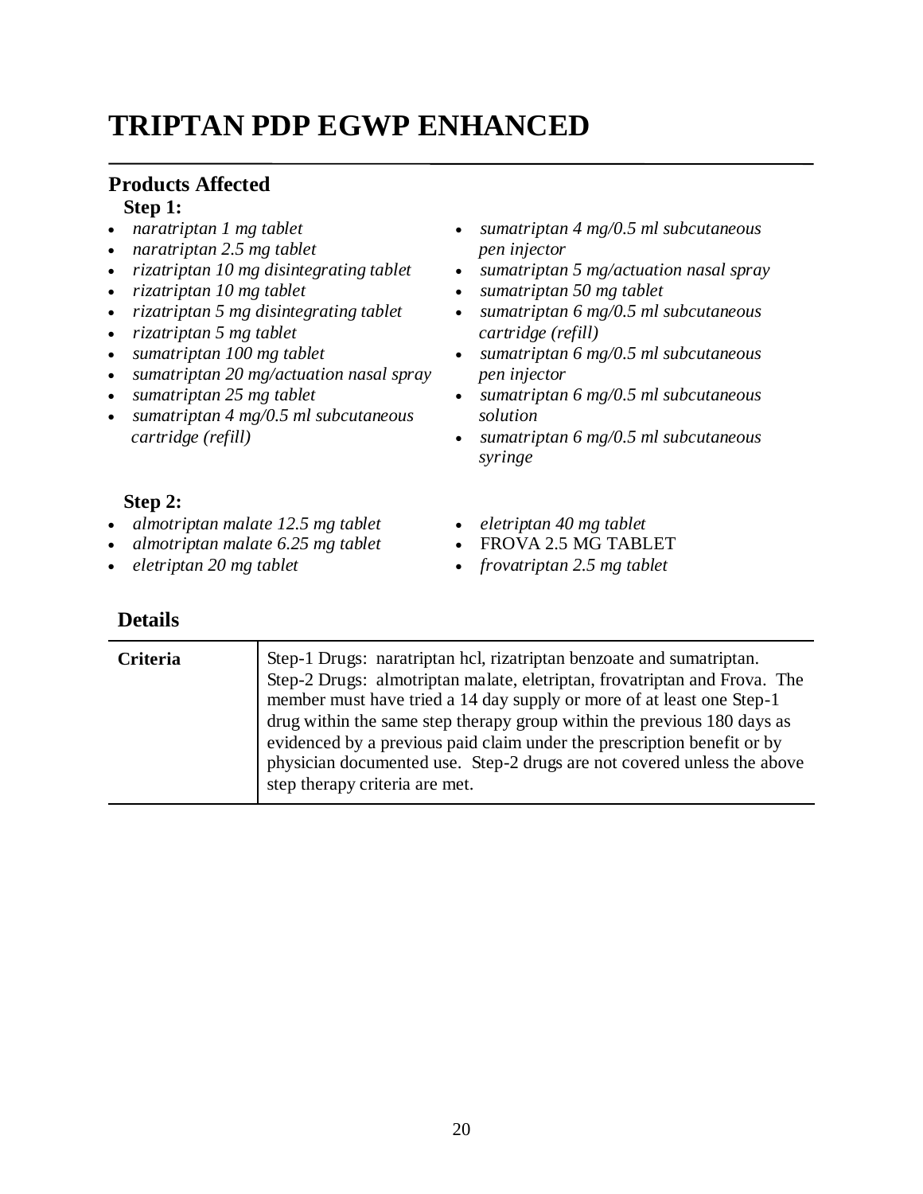# TRIPTAN PDP EGWP ENHANCED

## Products Affected

**Step 1:**

- *naratriptan 1 mg tablet*
- *naratriptan 2.5 mg tablet*
- *rizatriptan 10 mg disintegrating tablet*
- *rizatriptan 10 mg tablet*
- *rizatriptan 5 mg disintegrating tablet*
- *rizatriptan 5 mg tablet*
- *sumatriptan 100 mg tablet*
- *sumatriptan 20 mg/actuation nasal spray*
- *sumatriptan 25 mg tablet*
- *sumatriptan 4 mg/0.5 ml subcutaneous cartridge (refill)*
- *sumatriptan 4 mg/0.5 ml subcutaneous pen injector*
- *sumatriptan 5 mg/actuation nasal spray*
- *sumatriptan 50 mg tablet*
- *sumatriptan 6 mg/0.5 ml subcutaneous cartridge (refill)*
- *sumatriptan 6 mg/0.5 ml subcutaneous pen injector*
- *sumatriptan 6 mg/0.5 ml subcutaneous solution*
- *sumatriptan 6 mg/0.5 ml subcutaneous syringe*

**Step 2:**

- *almotriptan malate 12.5 mg tablet*
- *almotriptan malate 6.25 mg tablet*
- *eletriptan 20 mg tablet*
- *eletriptan 40 mg tablet*
- FROVA 2.5 MG TABLET
- *frovatriptan 2.5 mg tablet*

## Details

| | |
|---|---|
| **Criteria** | Step-1 Drugs: naratriptan hcl, rizatriptan benzoate and sumatriptan. Step-2 Drugs: almotriptan malate, eletriptan, frovatriptan and Frova. The member must have tried a 14 day supply or more of at least one Step-1 drug within the same step therapy group within the previous 180 days as evidenced by a previous paid claim under the prescription benefit or by physician documented use. Step-2 drugs are not covered unless the above step therapy criteria are met. |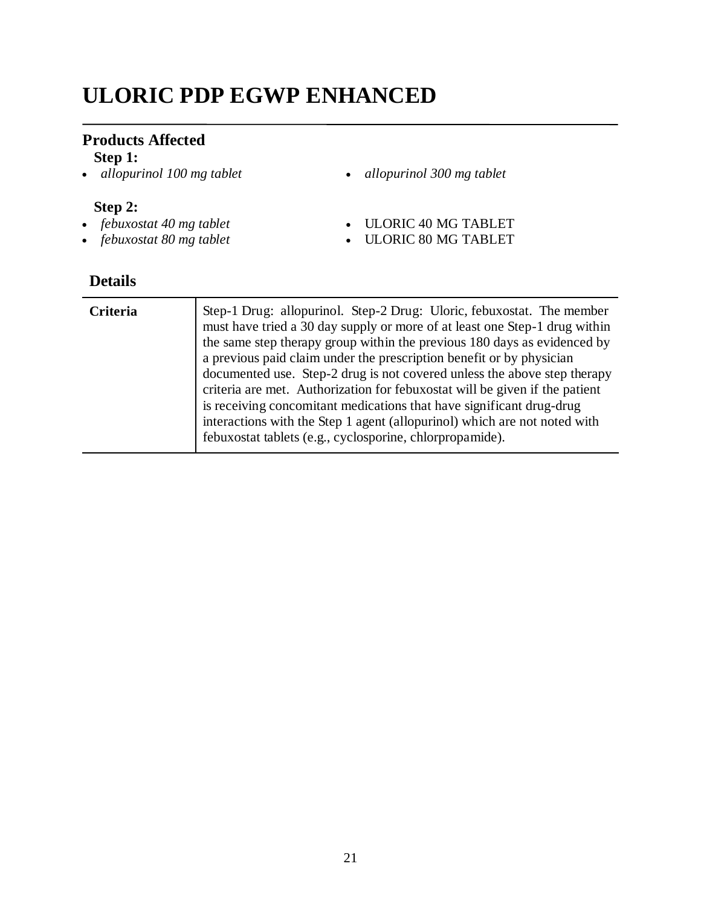# ULORIC PDP EGWP ENHANCED

## Products Affected

**Step 1:**

- *allopurinol 100 mg tablet*
- *allopurinol 300 mg tablet*

**Step 2:**

- *febuxostat 40 mg tablet*
- *febuxostat 80 mg tablet*
- ULORIC 40 MG TABLET
- ULORIC 80 MG TABLET

## Details

| | |
|---|---|
| **Criteria** | Step-1 Drug: allopurinol. Step-2 Drug: Uloric, febuxostat. The member must have tried a 30 day supply or more of at least one Step-1 drug within the same step therapy group within the previous 180 days as evidenced by a previous paid claim under the prescription benefit or by physician documented use. Step-2 drug is not covered unless the above step therapy criteria are met. Authorization for febuxostat will be given if the patient is receiving concomitant medications that have significant drug-drug interactions with the Step 1 agent (allopurinol) which are not noted with febuxostat tablets (e.g., cyclosporine, chlorpropamide). |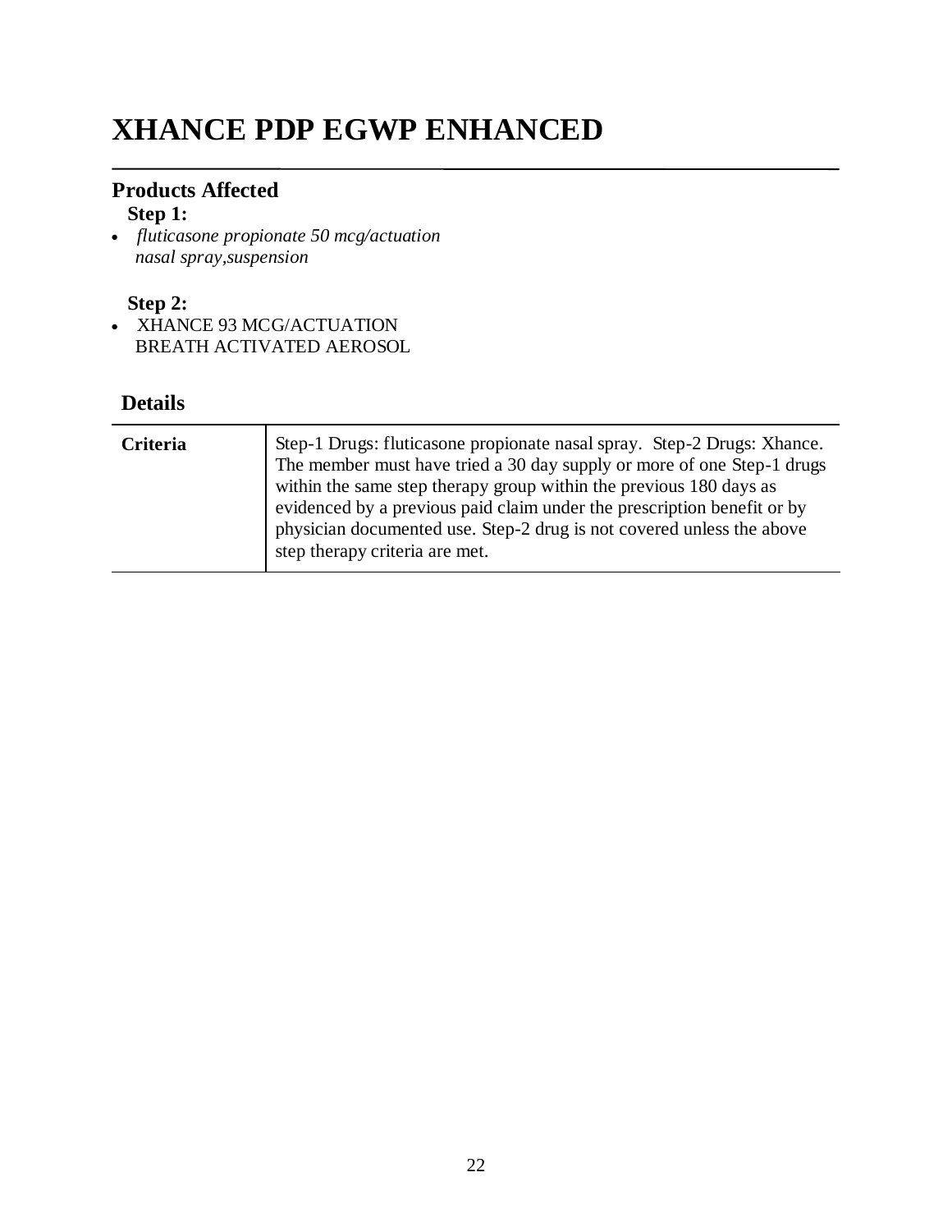# XHANCE PDP EGWP ENHANCED

## Products Affected

**Step 1:**

- *fluticasone propionate 50 mcg/actuation nasal spray,suspension*

**Step 2:**

- XHANCE 93 MCG/ACTUATION BREATH ACTIVATED AEROSOL

## Details

| | |
|---|---|
| **Criteria** | Step-1 Drugs: fluticasone propionate nasal spray. Step-2 Drugs: Xhance. The member must have tried a 30 day supply or more of one Step-1 drugs within the same step therapy group within the previous 180 days as evidenced by a previous paid claim under the prescription benefit or by physician documented use. Step-2 drug is not covered unless the above step therapy criteria are met. |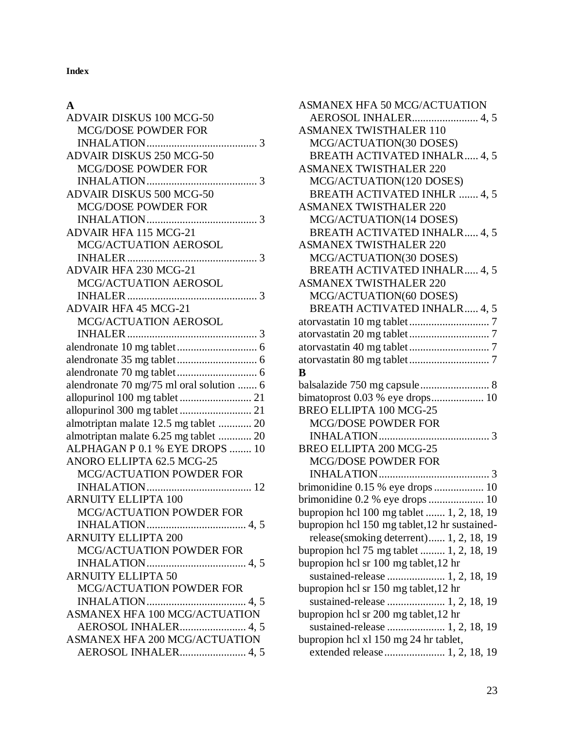**Index**

**A**

ADVAIR DISKUS 100 MCG-50 MCG/DOSE POWDER FOR INHALATION........................................ 3
ADVAIR DISKUS 250 MCG-50 MCG/DOSE POWDER FOR INHALATION........................................ 3
ADVAIR DISKUS 500 MCG-50 MCG/DOSE POWDER FOR INHALATION........................................ 3
ADVAIR HFA 115 MCG-21 MCG/ACTUATION AEROSOL INHALER............................................... 3
ADVAIR HFA 230 MCG-21 MCG/ACTUATION AEROSOL INHALER............................................... 3
ADVAIR HFA 45 MCG-21 MCG/ACTUATION AEROSOL INHALER............................................... 3
alendronate 10 mg tablet............................ 6
alendronate 35 mg tablet............................ 6
alendronate 70 mg tablet............................ 6
alendronate 70 mg/75 ml oral solution ....... 6
allopurinol 100 mg tablet.......................... 21
allopurinol 300 mg tablet.......................... 21
almotriptan malate 12.5 mg tablet ............ 20
almotriptan malate 6.25 mg tablet ............ 20
ALPHAGAN P 0.1 % EYE DROPS ........ 10
ANORO ELLIPTA 62.5 MCG-25 MCG/ACTUATION POWDER FOR INHALATION...................................... 12
ARNUITY ELLIPTA 100 MCG/ACTUATION POWDER FOR INHALATION.................................... 4, 5
ARNUITY ELLIPTA 200 MCG/ACTUATION POWDER FOR INHALATION.................................... 4, 5
ARNUITY ELLIPTA 50 MCG/ACTUATION POWDER FOR INHALATION.................................... 4, 5
ASMANEX HFA 100 MCG/ACTUATION AEROSOL INHALER........................ 4, 5
ASMANEX HFA 200 MCG/ACTUATION AEROSOL INHALER........................ 4, 5
ASMANEX HFA 50 MCG/ACTUATION AEROSOL INHALER........................ 4, 5
ASMANEX TWISTHALER 110 MCG/ACTUATION(30 DOSES) BREATH ACTIVATED INHALR..... 4, 5
ASMANEX TWISTHALER 220 MCG/ACTUATION(120 DOSES) BREATH ACTIVATED INHLR ....... 4, 5
ASMANEX TWISTHALER 220 MCG/ACTUATION(14 DOSES) BREATH ACTIVATED INHALR..... 4, 5
ASMANEX TWISTHALER 220 MCG/ACTUATION(30 DOSES) BREATH ACTIVATED INHALR..... 4, 5
ASMANEX TWISTHALER 220 MCG/ACTUATION(60 DOSES) BREATH ACTIVATED INHALR..... 4, 5
atorvastatin 10 mg tablet............................ 7
atorvastatin 20 mg tablet............................ 7
atorvastatin 40 mg tablet............................ 7
atorvastatin 80 mg tablet............................ 7

**B**

balsalazide 750 mg capsule......................... 8
bimatoprost 0.03 % eye drops................... 10
BREO ELLIPTA 100 MCG-25 MCG/DOSE POWDER FOR INHALATION........................................ 3
BREO ELLIPTA 200 MCG-25 MCG/DOSE POWDER FOR INHALATION........................................ 3
brimonidine 0.15 % eye drops .................. 10
brimonidine 0.2 % eye drops .................... 10
bupropion hcl 100 mg tablet ....... 1, 2, 18, 19
bupropion hcl 150 mg tablet,12 hr sustained-release(smoking deterrent)...... 1, 2, 18, 19
bupropion hcl 75 mg tablet ......... 1, 2, 18, 19
bupropion hcl sr 100 mg tablet,12 hr sustained-release ..................... 1, 2, 18, 19
bupropion hcl sr 150 mg tablet,12 hr sustained-release ..................... 1, 2, 18, 19
bupropion hcl sr 200 mg tablet,12 hr sustained-release ..................... 1, 2, 18, 19
bupropion hcl xl 150 mg 24 hr tablet, extended release...................... 1, 2, 18, 19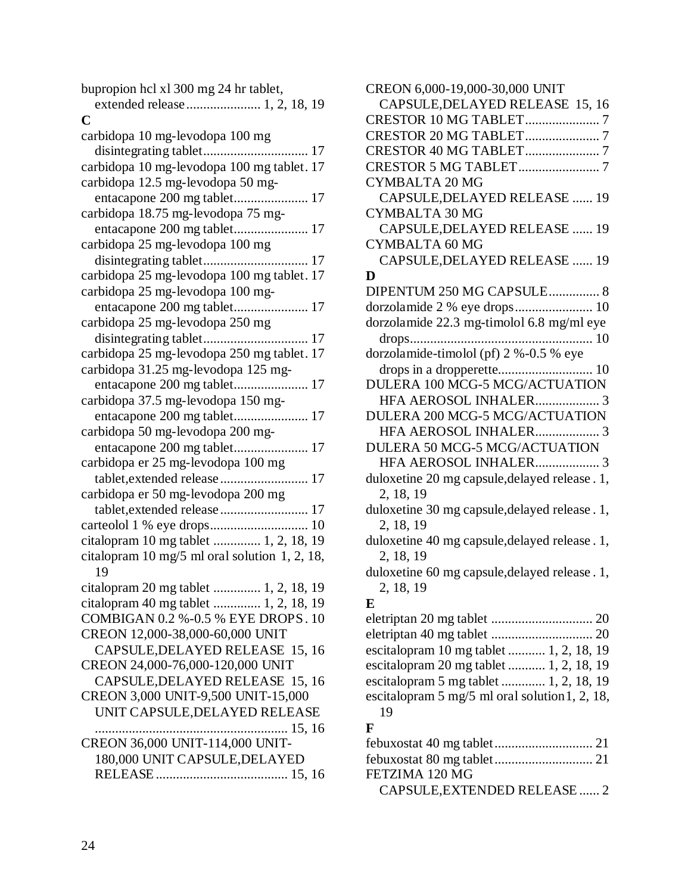bupropion hcl xl 300 mg 24 hr tablet, extended release ...................... 1, 2, 18, 19

**C**

carbidopa 10 mg-levodopa 100 mg disintegrating tablet ............................... 17

carbidopa 10 mg-levodopa 100 mg tablet . 17

carbidopa 12.5 mg-levodopa 50 mg-entacapone 200 mg tablet ...................... 17

carbidopa 18.75 mg-levodopa 75 mg-entacapone 200 mg tablet ...................... 17

carbidopa 25 mg-levodopa 100 mg disintegrating tablet ............................... 17

carbidopa 25 mg-levodopa 100 mg tablet . 17

carbidopa 25 mg-levodopa 100 mg-entacapone 200 mg tablet ...................... 17

carbidopa 25 mg-levodopa 250 mg disintegrating tablet ............................... 17

carbidopa 25 mg-levodopa 250 mg tablet . 17

carbidopa 31.25 mg-levodopa 125 mg-entacapone 200 mg tablet ...................... 17

carbidopa 37.5 mg-levodopa 150 mg-entacapone 200 mg tablet ...................... 17

carbidopa 50 mg-levodopa 200 mg-entacapone 200 mg tablet ...................... 17

carbidopa er 25 mg-levodopa 100 mg tablet,extended release .......................... 17

carbidopa er 50 mg-levodopa 200 mg tablet,extended release .......................... 17

carteolol 1 % eye drops ............................. 10

citalopram 10 mg tablet .............. 1, 2, 18, 19

citalopram 10 mg/5 ml oral solution 1, 2, 18, 19

citalopram 20 mg tablet .............. 1, 2, 18, 19

citalopram 40 mg tablet .............. 1, 2, 18, 19

COMBIGAN 0.2 %-0.5 % EYE DROPS . 10

CREON 12,000-38,000-60,000 UNIT CAPSULE,DELAYED RELEASE 15, 16

CREON 24,000-76,000-120,000 UNIT CAPSULE,DELAYED RELEASE 15, 16

CREON 3,000 UNIT-9,500 UNIT-15,000 UNIT CAPSULE,DELAYED RELEASE ......................................................... 15, 16

CREON 36,000 UNIT-114,000 UNIT-180,000 UNIT CAPSULE,DELAYED RELEASE ....................................... 15, 16

CREON 6,000-19,000-30,000 UNIT CAPSULE,DELAYED RELEASE 15, 16

CRESTOR 10 MG TABLET ...................... 7

CRESTOR 20 MG TABLET ...................... 7

CRESTOR 40 MG TABLET ...................... 7

CRESTOR 5 MG TABLET ........................ 7

CYMBALTA 20 MG CAPSULE,DELAYED RELEASE ...... 19

CYMBALTA 30 MG CAPSULE,DELAYED RELEASE ...... 19

CYMBALTA 60 MG CAPSULE,DELAYED RELEASE ...... 19

**D**

DIPENTUM 250 MG CAPSULE ............... 8

dorzolamide 2 % eye drops ....................... 10

dorzolamide 22.3 mg-timolol 6.8 mg/ml eye drops ...................................................... 10

dorzolamide-timolol (pf) 2 %-0.5 % eye drops in a dropperette ............................ 10

DULERA 100 MCG-5 MCG/ACTUATION HFA AEROSOL INHALER ................... 3

DULERA 200 MCG-5 MCG/ACTUATION HFA AEROSOL INHALER ................... 3

DULERA 50 MCG-5 MCG/ACTUATION HFA AEROSOL INHALER ................... 3

duloxetine 20 mg capsule,delayed release . 1, 2, 18, 19

duloxetine 30 mg capsule,delayed release . 1, 2, 18, 19

duloxetine 40 mg capsule,delayed release . 1, 2, 18, 19

duloxetine 60 mg capsule,delayed release . 1, 2, 18, 19

**E**

eletriptan 20 mg tablet .............................. 20

eletriptan 40 mg tablet .............................. 20

escitalopram 10 mg tablet ........... 1, 2, 18, 19

escitalopram 20 mg tablet ........... 1, 2, 18, 19

escitalopram 5 mg tablet ............. 1, 2, 18, 19

escitalopram 5 mg/5 ml oral solution 1, 2, 18, 19

**F**

febuxostat 40 mg tablet ............................. 21

febuxostat 80 mg tablet ............................. 21

FETZIMA 120 MG CAPSULE,EXTENDED RELEASE ...... 2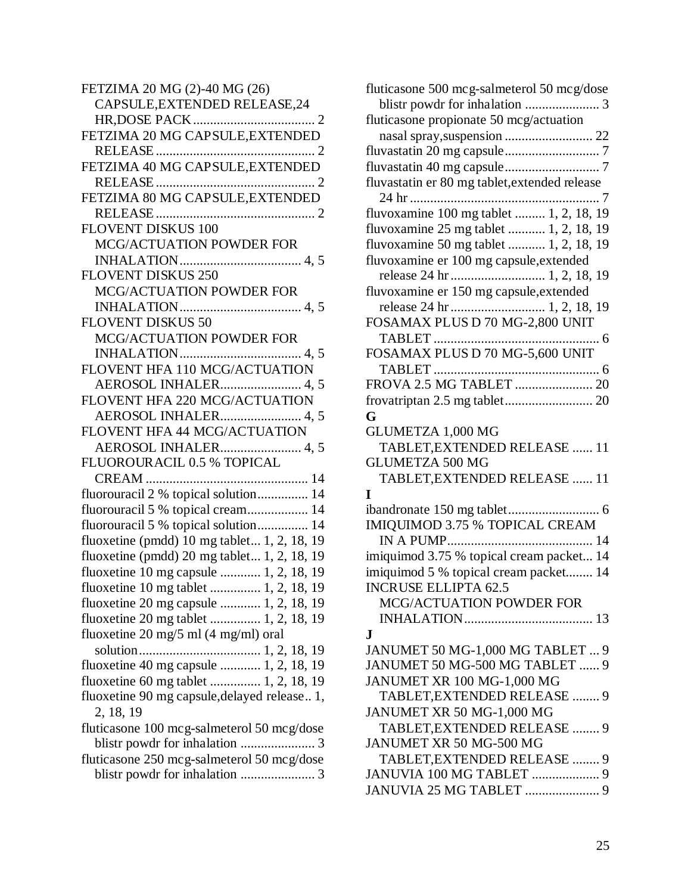FETZIMA 20 MG (2)-40 MG (26) CAPSULE,EXTENDED RELEASE,24 HR,DOSE PACK .................................... 2
FETZIMA 20 MG CAPSULE,EXTENDED RELEASE ............................................... 2
FETZIMA 40 MG CAPSULE,EXTENDED RELEASE ............................................... 2
FETZIMA 80 MG CAPSULE,EXTENDED RELEASE ............................................... 2
FLOVENT DISKUS 100 MCG/ACTUATION POWDER FOR INHALATION.................................... 4, 5
FLOVENT DISKUS 250 MCG/ACTUATION POWDER FOR INHALATION.................................... 4, 5
FLOVENT DISKUS 50 MCG/ACTUATION POWDER FOR INHALATION.................................... 4, 5
FLOVENT HFA 110 MCG/ACTUATION AEROSOL INHALER........................ 4, 5
FLOVENT HFA 220 MCG/ACTUATION AEROSOL INHALER........................ 4, 5
FLOVENT HFA 44 MCG/ACTUATION AEROSOL INHALER........................ 4, 5
FLUOROURACIL 0.5 % TOPICAL CREAM ................................................ 14
fluorouracil 2 % topical solution............... 14
fluorouracil 5 % topical cream.................. 14
fluorouracil 5 % topical solution............... 14
fluoxetine (pmdd) 10 mg tablet... 1, 2, 18, 19
fluoxetine (pmdd) 20 mg tablet... 1, 2, 18, 19
fluoxetine 10 mg capsule ............ 1, 2, 18, 19
fluoxetine 10 mg tablet ............... 1, 2, 18, 19
fluoxetine 20 mg capsule ............ 1, 2, 18, 19
fluoxetine 20 mg tablet ............... 1, 2, 18, 19
fluoxetine 20 mg/5 ml (4 mg/ml) oral solution.................................... 1, 2, 18, 19
fluoxetine 40 mg capsule ............ 1, 2, 18, 19
fluoxetine 60 mg tablet ............... 1, 2, 18, 19
fluoxetine 90 mg capsule,delayed release.. 1, 2, 18, 19
fluticasone 100 mcg-salmeterol 50 mcg/dose blistr powdr for inhalation ...................... 3
fluticasone 250 mcg-salmeterol 50 mcg/dose blistr powdr for inhalation ...................... 3
fluticasone 500 mcg-salmeterol 50 mcg/dose blistr powdr for inhalation ...................... 3
fluticasone propionate 50 mcg/actuation nasal spray,suspension .......................... 22
fluvastatin 20 mg capsule............................ 7
fluvastatin 40 mg capsule............................ 7
fluvastatin er 80 mg tablet,extended release 24 hr ........................................................ 7
fluvoxamine 100 mg tablet ......... 1, 2, 18, 19
fluvoxamine 25 mg tablet ........... 1, 2, 18, 19
fluvoxamine 50 mg tablet ........... 1, 2, 18, 19
fluvoxamine er 100 mg capsule,extended release 24 hr ............................ 1, 2, 18, 19
fluvoxamine er 150 mg capsule,extended release 24 hr ............................ 1, 2, 18, 19
FOSAMAX PLUS D 70 MG-2,800 UNIT TABLET ................................................. 6
FOSAMAX PLUS D 70 MG-5,600 UNIT TABLET ................................................. 6
FROVA 2.5 MG TABLET ....................... 20
frovatriptan 2.5 mg tablet.......................... 20

**G**

GLUMETZA 1,000 MG TABLET,EXTENDED RELEASE ...... 11
GLUMETZA 500 MG TABLET,EXTENDED RELEASE ...... 11

**I**

ibandronate 150 mg tablet........................... 6
IMIQUIMOD 3.75 % TOPICAL CREAM IN A PUMP........................................... 14
imiquimod 3.75 % topical cream packet... 14
imiquimod 5 % topical cream packet........ 14
INCRUSE ELLIPTA 62.5 MCG/ACTUATION POWDER FOR INHALATION...................................... 13

**J**

JANUMET 50 MG-1,000 MG TABLET ... 9
JANUMET 50 MG-500 MG TABLET ...... 9
JANUMET XR 100 MG-1,000 MG TABLET,EXTENDED RELEASE ........ 9
JANUMET XR 50 MG-1,000 MG TABLET,EXTENDED RELEASE ........ 9
JANUMET XR 50 MG-500 MG TABLET,EXTENDED RELEASE ........ 9
JANUVIA 100 MG TABLET .................... 9
JANUVIA 25 MG TABLET ...................... 9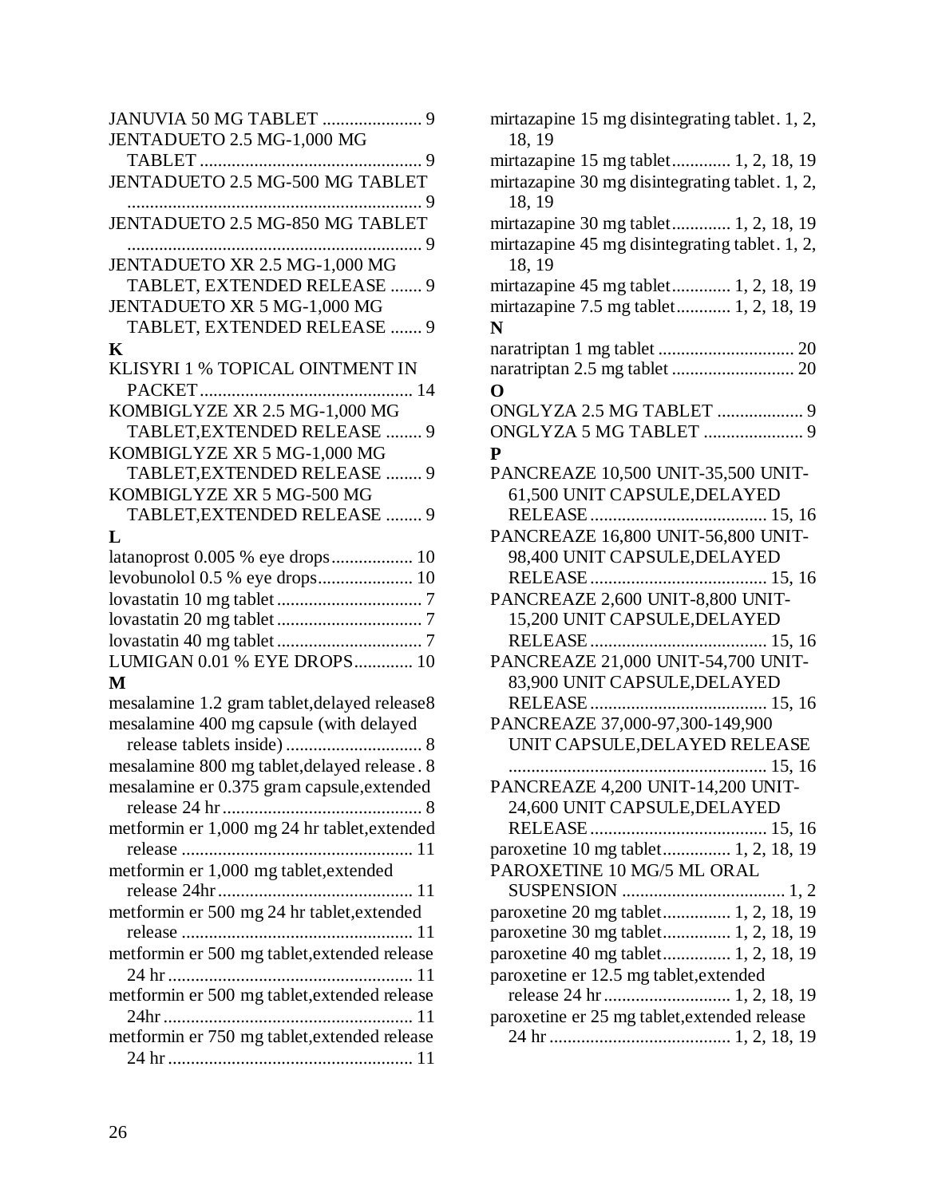JANUVIA 50 MG TABLET ...................... 9
JENTADUETO 2.5 MG-1,000 MG TABLET ................................................ 9
JENTADUETO 2.5 MG-500 MG TABLET ................................................................ 9
JENTADUETO 2.5 MG-850 MG TABLET ................................................................ 9
JENTADUETO XR 2.5 MG-1,000 MG TABLET, EXTENDED RELEASE ....... 9
JENTADUETO XR 5 MG-1,000 MG TABLET, EXTENDED RELEASE ....... 9

**K**

KLISYRI 1 % TOPICAL OINTMENT IN PACKET.............................................. 14
KOMBIGLYZE XR 2.5 MG-1,000 MG TABLET,EXTENDED RELEASE ........ 9
KOMBIGLYZE XR 5 MG-1,000 MG TABLET,EXTENDED RELEASE ........ 9
KOMBIGLYZE XR 5 MG-500 MG TABLET,EXTENDED RELEASE ........ 9

**L**

latanoprost 0.005 % eye drops.................. 10
levobunolol 0.5 % eye drops..................... 10
lovastatin 10 mg tablet ................................ 7
lovastatin 20 mg tablet ................................ 7
lovastatin 40 mg tablet ................................ 7
LUMIGAN 0.01 % EYE DROPS............. 10

**M**

mesalamine 1.2 gram tablet,delayed release8
mesalamine 400 mg capsule (with delayed release tablets inside) .............................. 8
mesalamine 800 mg tablet,delayed release . 8
mesalamine er 0.375 gram capsule,extended release 24 hr ............................................ 8
metformin er 1,000 mg 24 hr tablet,extended release ................................................... 11
metformin er 1,000 mg tablet,extended release 24hr ........................................... 11
metformin er 500 mg 24 hr tablet,extended release ................................................... 11
metformin er 500 mg tablet,extended release 24 hr ...................................................... 11
metformin er 500 mg tablet,extended release 24hr ....................................................... 11
metformin er 750 mg tablet,extended release 24 hr ...................................................... 11
mirtazapine 15 mg disintegrating tablet. 1, 2, 18, 19
mirtazapine 15 mg tablet............. 1, 2, 18, 19
mirtazapine 30 mg disintegrating tablet. 1, 2, 18, 19
mirtazapine 30 mg tablet............. 1, 2, 18, 19
mirtazapine 45 mg disintegrating tablet. 1, 2, 18, 19
mirtazapine 45 mg tablet............. 1, 2, 18, 19
mirtazapine 7.5 mg tablet............ 1, 2, 18, 19

**N**

naratriptan 1 mg tablet .............................. 20
naratriptan 2.5 mg tablet ........................... 20

**O**

ONGLYZA 2.5 MG TABLET ................... 9
ONGLYZA 5 MG TABLET ...................... 9

**P**

PANCREAZE 10,500 UNIT-35,500 UNIT-61,500 UNIT CAPSULE,DELAYED RELEASE....................................... 15, 16
PANCREAZE 16,800 UNIT-56,800 UNIT-98,400 UNIT CAPSULE,DELAYED RELEASE....................................... 15, 16
PANCREAZE 2,600 UNIT-8,800 UNIT-15,200 UNIT CAPSULE,DELAYED RELEASE....................................... 15, 16
PANCREAZE 21,000 UNIT-54,700 UNIT-83,900 UNIT CAPSULE,DELAYED RELEASE....................................... 15, 16
PANCREAZE 37,000-97,300-149,900 UNIT CAPSULE,DELAYED RELEASE ......................................................... 15, 16
PANCREAZE 4,200 UNIT-14,200 UNIT-24,600 UNIT CAPSULE,DELAYED RELEASE....................................... 15, 16
paroxetine 10 mg tablet............... 1, 2, 18, 19
PAROXETINE 10 MG/5 ML ORAL SUSPENSION .................................... 1, 2
paroxetine 20 mg tablet............... 1, 2, 18, 19
paroxetine 30 mg tablet............... 1, 2, 18, 19
paroxetine 40 mg tablet............... 1, 2, 18, 19
paroxetine er 12.5 mg tablet,extended release 24 hr ............................ 1, 2, 18, 19
paroxetine er 25 mg tablet,extended release 24 hr ....................................... 1, 2, 18, 19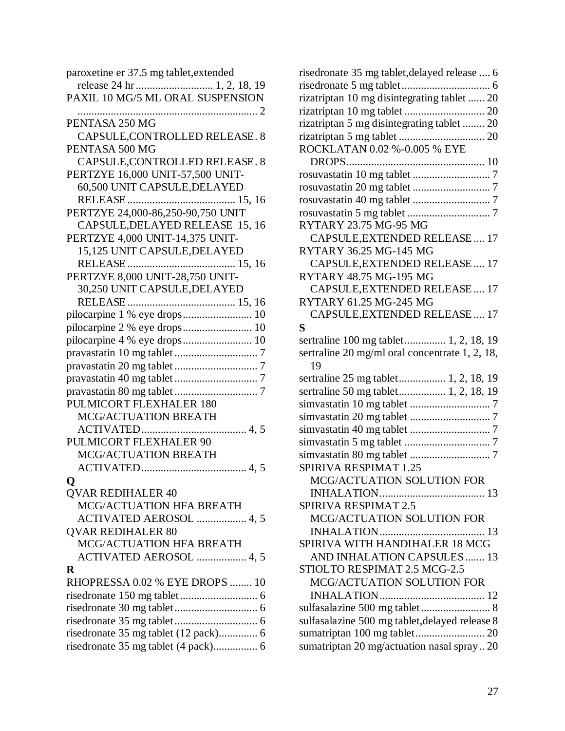paroxetine er 37.5 mg tablet,extended release 24 hr ............................ 1, 2, 18, 19

PAXIL 10 MG/5 ML ORAL SUSPENSION ................................................................. 2

PENTASA 250 MG CAPSULE,CONTROLLED RELEASE. 8

PENTASA 500 MG CAPSULE,CONTROLLED RELEASE. 8

PERTZYE 16,000 UNIT-57,500 UNIT-60,500 UNIT CAPSULE,DELAYED RELEASE ....................................... 15, 16

PERTZYE 24,000-86,250-90,750 UNIT CAPSULE,DELAYED RELEASE 15, 16

PERTZYE 4,000 UNIT-14,375 UNIT-15,125 UNIT CAPSULE,DELAYED RELEASE ....................................... 15, 16

PERTZYE 8,000 UNIT-28,750 UNIT-30,250 UNIT CAPSULE,DELAYED RELEASE ....................................... 15, 16

pilocarpine 1 % eye drops......................... 10

pilocarpine 2 % eye drops......................... 10

pilocarpine 4 % eye drops......................... 10

pravastatin 10 mg tablet .............................. 7

pravastatin 20 mg tablet .............................. 7

pravastatin 40 mg tablet .............................. 7

pravastatin 80 mg tablet .............................. 7

PULMICORT FLEXHALER 180 MCG/ACTUATION BREATH ACTIVATED...................................... 4, 5

PULMICORT FLEXHALER 90 MCG/ACTUATION BREATH ACTIVATED...................................... 4, 5

**Q**

QVAR REDIHALER 40 MCG/ACTUATION HFA BREATH ACTIVATED AEROSOL .................. 4, 5

QVAR REDIHALER 80 MCG/ACTUATION HFA BREATH ACTIVATED AEROSOL .................. 4, 5

**R**

RHOPRESSA 0.02 % EYE DROPS ........ 10

risedronate 150 mg tablet............................ 6

risedronate 30 mg tablet.............................. 6

risedronate 35 mg tablet.............................. 6

risedronate 35 mg tablet (12 pack).............. 6

risedronate 35 mg tablet (4 pack)................ 6

risedronate 35 mg tablet,delayed release .... 6

risedronate 5 mg tablet................................ 6

rizatriptan 10 mg disintegrating tablet ...... 20

rizatriptan 10 mg tablet ............................. 20

rizatriptan 5 mg disintegrating tablet ........ 20

rizatriptan 5 mg tablet ............................... 20

ROCKLATAN 0.02 %-0.005 % EYE DROPS.................................................. 10

rosuvastatin 10 mg tablet ............................ 7

rosuvastatin 20 mg tablet ............................ 7

rosuvastatin 40 mg tablet ............................ 7

rosuvastatin 5 mg tablet .............................. 7

RYTARY 23.75 MG-95 MG CAPSULE,EXTENDED RELEASE .... 17

RYTARY 36.25 MG-145 MG CAPSULE,EXTENDED RELEASE .... 17

RYTARY 48.75 MG-195 MG CAPSULE,EXTENDED RELEASE .... 17

RYTARY 61.25 MG-245 MG CAPSULE,EXTENDED RELEASE .... 17

**S**

sertraline 100 mg tablet............... 1, 2, 18, 19

sertraline 20 mg/ml oral concentrate 1, 2, 18, 19

sertraline 25 mg tablet................. 1, 2, 18, 19

sertraline 50 mg tablet................. 1, 2, 18, 19

simvastatin 10 mg tablet ............................. 7

simvastatin 20 mg tablet ............................. 7

simvastatin 40 mg tablet ............................. 7

simvastatin 5 mg tablet ............................... 7

simvastatin 80 mg tablet ............................. 7

SPIRIVA RESPIMAT 1.25 MCG/ACTUATION SOLUTION FOR INHALATION...................................... 13

SPIRIVA RESPIMAT 2.5 MCG/ACTUATION SOLUTION FOR INHALATION...................................... 13

SPIRIVA WITH HANDIHALER 18 MCG AND INHALATION CAPSULES ....... 13

STIOLTO RESPIMAT 2.5 MCG-2.5 MCG/ACTUATION SOLUTION FOR INHALATION...................................... 12

sulfasalazine 500 mg tablet......................... 8

sulfasalazine 500 mg tablet,delayed release 8

sumatriptan 100 mg tablet......................... 20

sumatriptan 20 mg/actuation nasal spray .. 20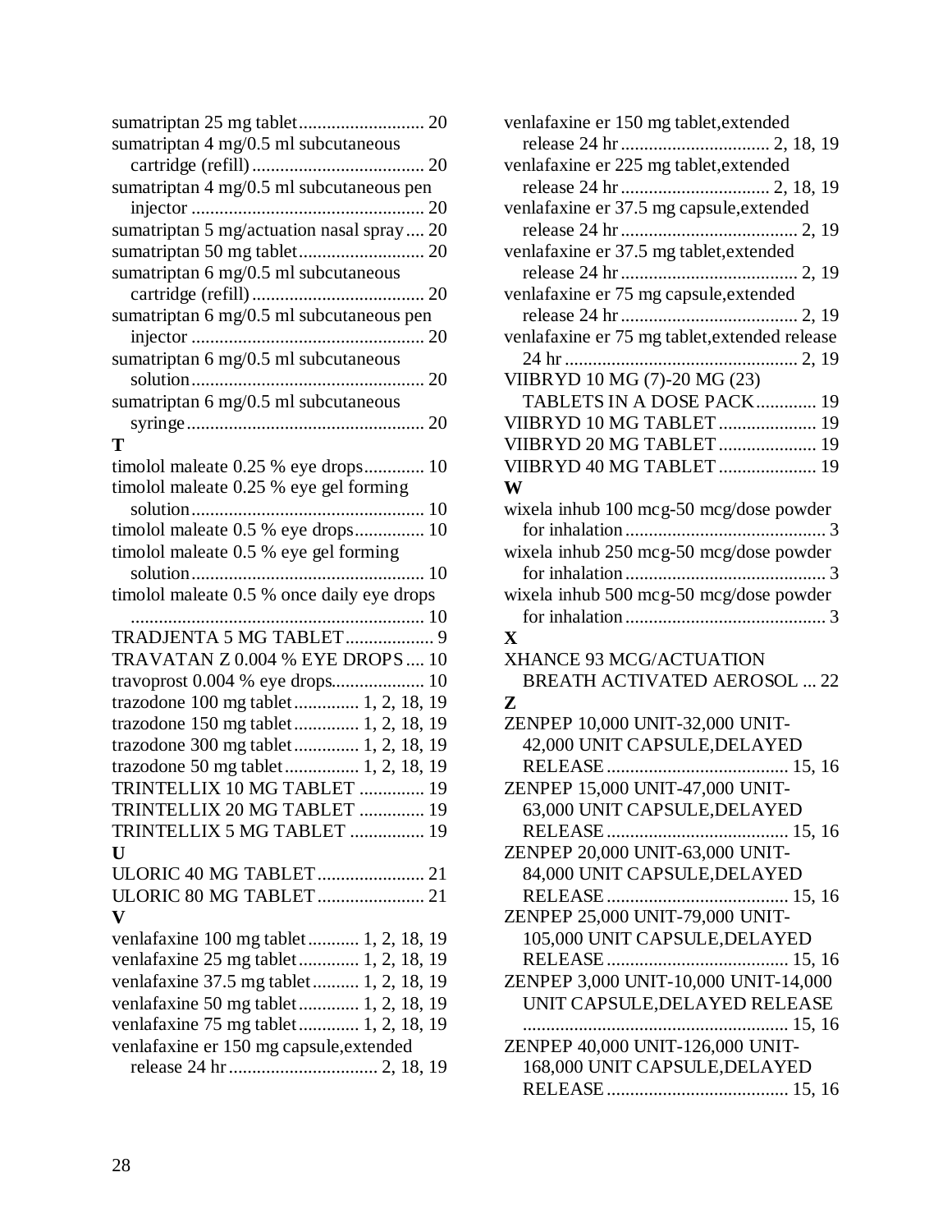sumatriptan 25 mg tablet........................... 20
sumatriptan 4 mg/0.5 ml subcutaneous cartridge (refill)..................................... 20
sumatriptan 4 mg/0.5 ml subcutaneous pen injector .................................................. 20
sumatriptan 5 mg/actuation nasal spray .... 20
sumatriptan 50 mg tablet........................... 20
sumatriptan 6 mg/0.5 ml subcutaneous cartridge (refill)..................................... 20
sumatriptan 6 mg/0.5 ml subcutaneous pen injector .................................................. 20
sumatriptan 6 mg/0.5 ml subcutaneous solution.................................................. 20
sumatriptan 6 mg/0.5 ml subcutaneous syringe................................................... 20

**T**

timolol maleate 0.25 % eye drops............. 10
timolol maleate 0.25 % eye gel forming solution.................................................. 10
timolol maleate 0.5 % eye drops............... 10
timolol maleate 0.5 % eye gel forming solution.................................................. 10
timolol maleate 0.5 % once daily eye drops ............................................................... 10
TRADJENTA 5 MG TABLET................... 9
TRAVATAN Z 0.004 % EYE DROPS .... 10
travoprost 0.004 % eye drops.................... 10
trazodone 100 mg tablet.............. 1, 2, 18, 19
trazodone 150 mg tablet.............. 1, 2, 18, 19
trazodone 300 mg tablet.............. 1, 2, 18, 19
trazodone 50 mg tablet................ 1, 2, 18, 19
TRINTELLIX 10 MG TABLET .............. 19
TRINTELLIX 20 MG TABLET .............. 19
TRINTELLIX 5 MG TABLET ................ 19

**U**

ULORIC 40 MG TABLET....................... 21
ULORIC 80 MG TABLET....................... 21

**V**

venlafaxine 100 mg tablet........... 1, 2, 18, 19
venlafaxine 25 mg tablet............. 1, 2, 18, 19
venlafaxine 37.5 mg tablet.......... 1, 2, 18, 19
venlafaxine 50 mg tablet............. 1, 2, 18, 19
venlafaxine 75 mg tablet............. 1, 2, 18, 19
venlafaxine er 150 mg capsule,extended release 24 hr ................................ 2, 18, 19
venlafaxine er 150 mg tablet,extended release 24 hr ................................ 2, 18, 19
venlafaxine er 225 mg tablet,extended release 24 hr ................................ 2, 18, 19
venlafaxine er 37.5 mg capsule,extended release 24 hr ...................................... 2, 19
venlafaxine er 37.5 mg tablet,extended release 24 hr ...................................... 2, 19
venlafaxine er 75 mg capsule,extended release 24 hr ...................................... 2, 19
venlafaxine er 75 mg tablet,extended release 24 hr .................................................. 2, 19
VIIBRYD 10 MG (7)-20 MG (23) TABLETS IN A DOSE PACK............. 19
VIIBRYD 10 MG TABLET..................... 19
VIIBRYD 20 MG TABLET..................... 19
VIIBRYD 40 MG TABLET..................... 19

**W**

wixela inhub 100 mcg-50 mcg/dose powder for inhalation........................................... 3
wixela inhub 250 mcg-50 mcg/dose powder for inhalation........................................... 3
wixela inhub 500 mcg-50 mcg/dose powder for inhalation........................................... 3

**X**

XHANCE 93 MCG/ACTUATION BREATH ACTIVATED AEROSOL ... 22

**Z**

ZENPEP 10,000 UNIT-32,000 UNIT-42,000 UNIT CAPSULE,DELAYED RELEASE....................................... 15, 16
ZENPEP 15,000 UNIT-47,000 UNIT-63,000 UNIT CAPSULE,DELAYED RELEASE....................................... 15, 16
ZENPEP 20,000 UNIT-63,000 UNIT-84,000 UNIT CAPSULE,DELAYED RELEASE....................................... 15, 16
ZENPEP 25,000 UNIT-79,000 UNIT-105,000 UNIT CAPSULE,DELAYED RELEASE....................................... 15, 16
ZENPEP 3,000 UNIT-10,000 UNIT-14,000 UNIT CAPSULE,DELAYED RELEASE ......................................................... 15, 16
ZENPEP 40,000 UNIT-126,000 UNIT-168,000 UNIT CAPSULE,DELAYED RELEASE....................................... 15, 16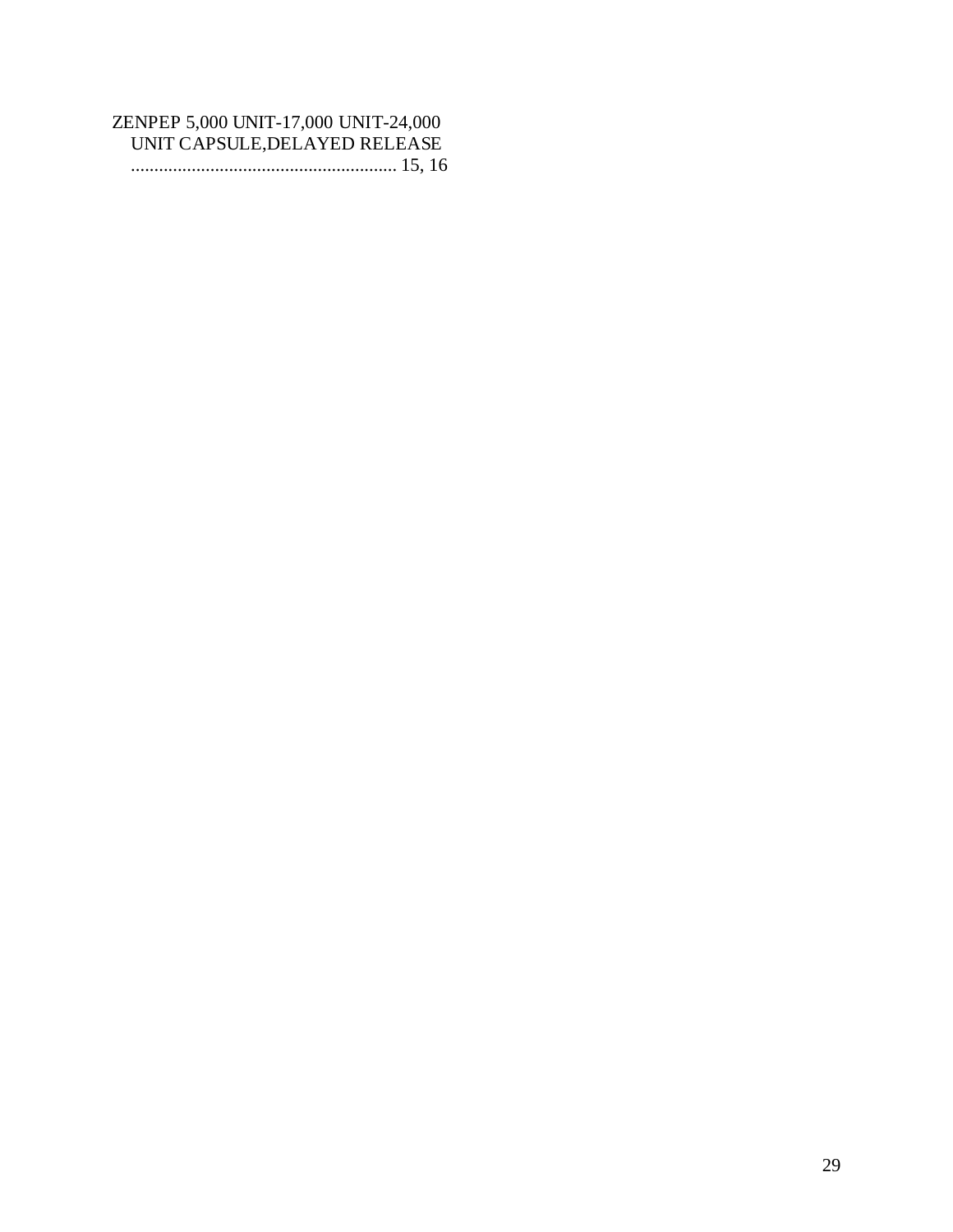ZENPEP 5,000 UNIT-17,000 UNIT-24,000 UNIT CAPSULE,DELAYED RELEASE ........................................................ 15, 16